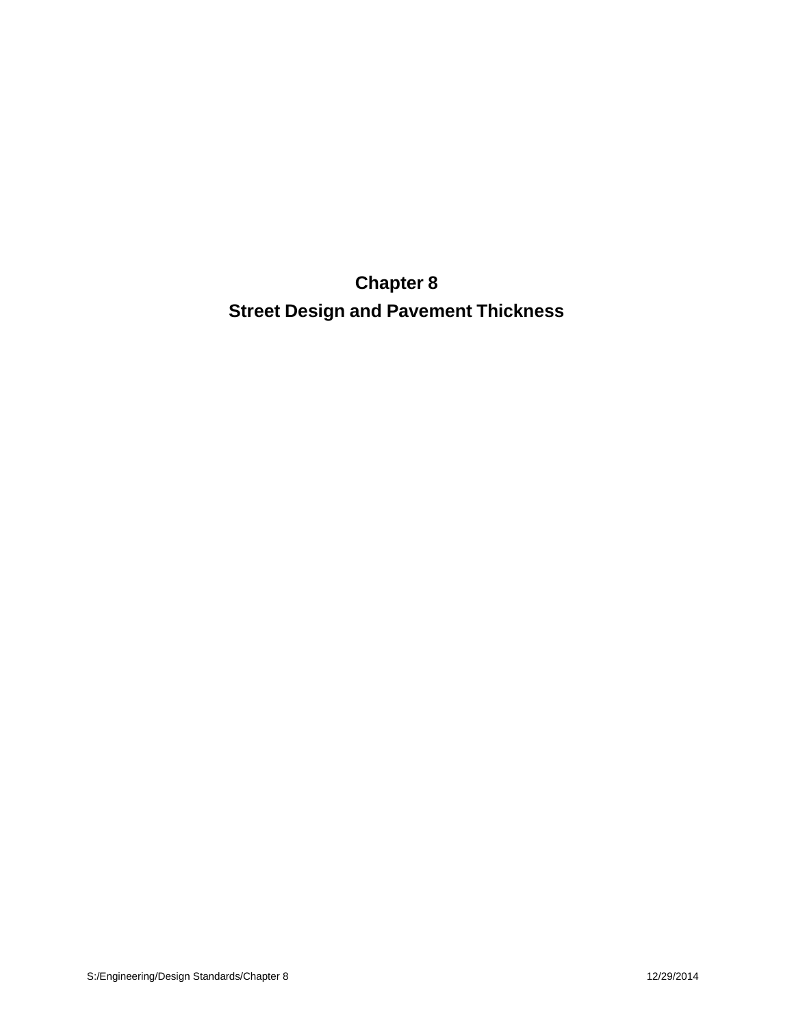# Chapter 8

# Street Design and Pavement Thickness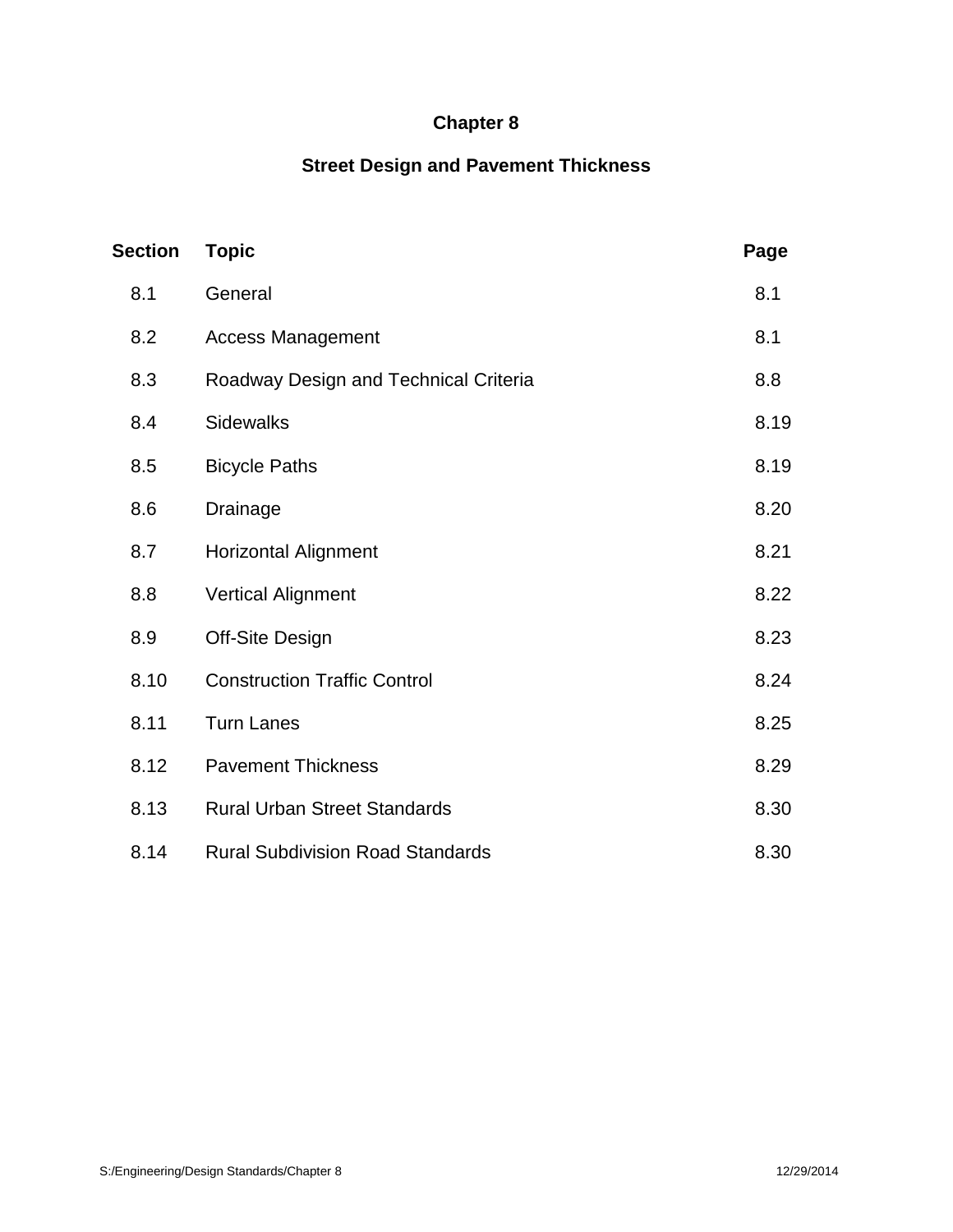# Chapter 8

## Street Design and Pavement Thickness

| Section | Topic | Page |
|---|---|---|
| 8.1 | General | 8.1 |
| 8.2 | Access Management | 8.1 |
| 8.3 | Roadway Design and Technical Criteria | 8.8 |
| 8.4 | Sidewalks | 8.19 |
| 8.5 | Bicycle Paths | 8.19 |
| 8.6 | Drainage | 8.20 |
| 8.7 | Horizontal Alignment | 8.21 |
| 8.8 | Vertical Alignment | 8.22 |
| 8.9 | Off-Site Design | 8.23 |
| 8.10 | Construction Traffic Control | 8.24 |
| 8.11 | Turn Lanes | 8.25 |
| 8.12 | Pavement Thickness | 8.29 |
| 8.13 | Rural Urban Street Standards | 8.30 |
| 8.14 | Rural Subdivision Road Standards | 8.30 |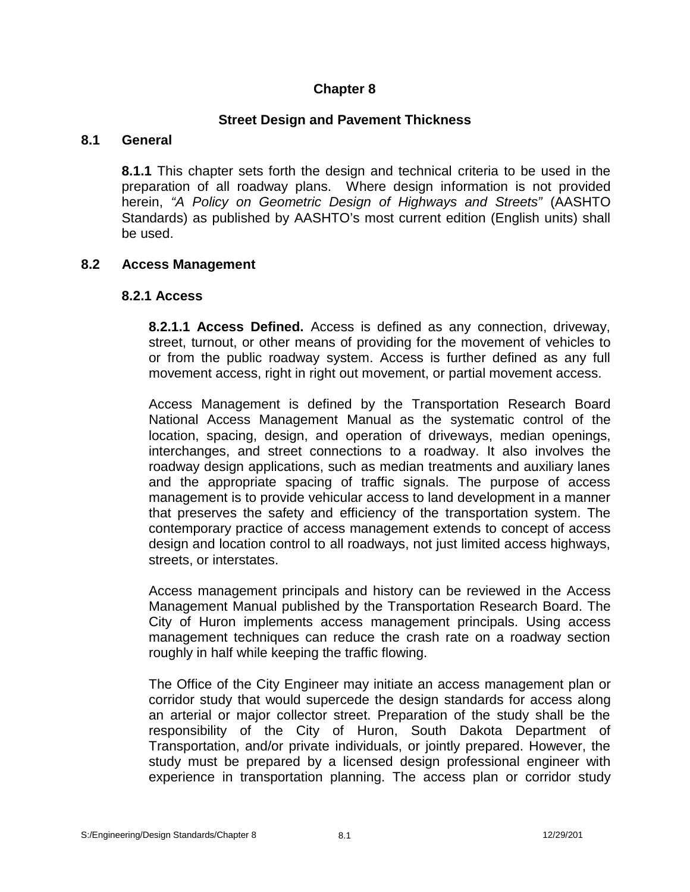# Chapter 8

## Street Design and Pavement Thickness

### 8.1 General

**8.1.1** This chapter sets forth the design and technical criteria to be used in the preparation of all roadway plans. Where design information is not provided herein, *"A Policy on Geometric Design of Highways and Streets"* (AASHTO Standards) as published by AASHTO's most current edition (English units) shall be used.

### 8.2 Access Management

#### 8.2.1 Access

**8.2.1.1 Access Defined.** Access is defined as any connection, driveway, street, turnout, or other means of providing for the movement of vehicles to or from the public roadway system. Access is further defined as any full movement access, right in right out movement, or partial movement access.

Access Management is defined by the Transportation Research Board National Access Management Manual as the systematic control of the location, spacing, design, and operation of driveways, median openings, interchanges, and street connections to a roadway. It also involves the roadway design applications, such as median treatments and auxiliary lanes and the appropriate spacing of traffic signals. The purpose of access management is to provide vehicular access to land development in a manner that preserves the safety and efficiency of the transportation system. The contemporary practice of access management extends to concept of access design and location control to all roadways, not just limited access highways, streets, or interstates.

Access management principals and history can be reviewed in the Access Management Manual published by the Transportation Research Board. The City of Huron implements access management principals. Using access management techniques can reduce the crash rate on a roadway section roughly in half while keeping the traffic flowing.

The Office of the City Engineer may initiate an access management plan or corridor study that would supercede the design standards for access along an arterial or major collector street. Preparation of the study shall be the responsibility of the City of Huron, South Dakota Department of Transportation, and/or private individuals, or jointly prepared. However, the study must be prepared by a licensed design professional engineer with experience in transportation planning. The access plan or corridor study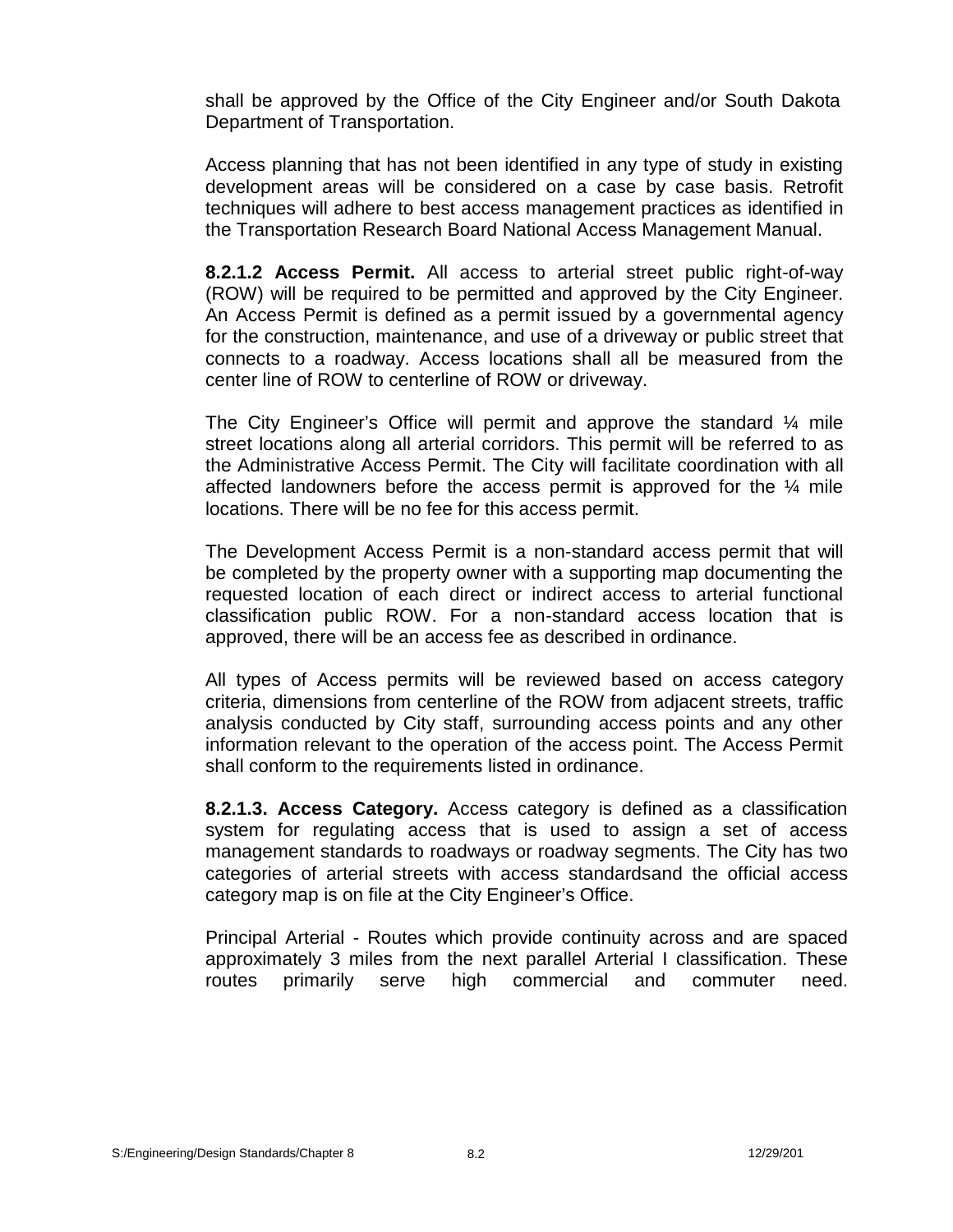shall be approved by the Office of the City Engineer and/or South Dakota Department of Transportation.

Access planning that has not been identified in any type of study in existing development areas will be considered on a case by case basis. Retrofit techniques will adhere to best access management practices as identified in the Transportation Research Board National Access Management Manual.

**8.2.1.2 Access Permit.** All access to arterial street public right-of-way (ROW) will be required to be permitted and approved by the City Engineer. An Access Permit is defined as a permit issued by a governmental agency for the construction, maintenance, and use of a driveway or public street that connects to a roadway. Access locations shall all be measured from the center line of ROW to centerline of ROW or driveway.

The City Engineer's Office will permit and approve the standard ¼ mile street locations along all arterial corridors. This permit will be referred to as the Administrative Access Permit. The City will facilitate coordination with all affected landowners before the access permit is approved for the ¼ mile locations. There will be no fee for this access permit.

The Development Access Permit is a non-standard access permit that will be completed by the property owner with a supporting map documenting the requested location of each direct or indirect access to arterial functional classification public ROW. For a non-standard access location that is approved, there will be an access fee as described in ordinance.

All types of Access permits will be reviewed based on access category criteria, dimensions from centerline of the ROW from adjacent streets, traffic analysis conducted by City staff, surrounding access points and any other information relevant to the operation of the access point. The Access Permit shall conform to the requirements listed in ordinance.

**8.2.1.3. Access Category.** Access category is defined as a classification system for regulating access that is used to assign a set of access management standards to roadways or roadway segments. The City has two categories of arterial streets with access standardsand the official access category map is on file at the City Engineer's Office.

Principal Arterial - Routes which provide continuity across and are spaced approximately 3 miles from the next parallel Arterial I classification. These routes primarily serve high commercial and commuter need.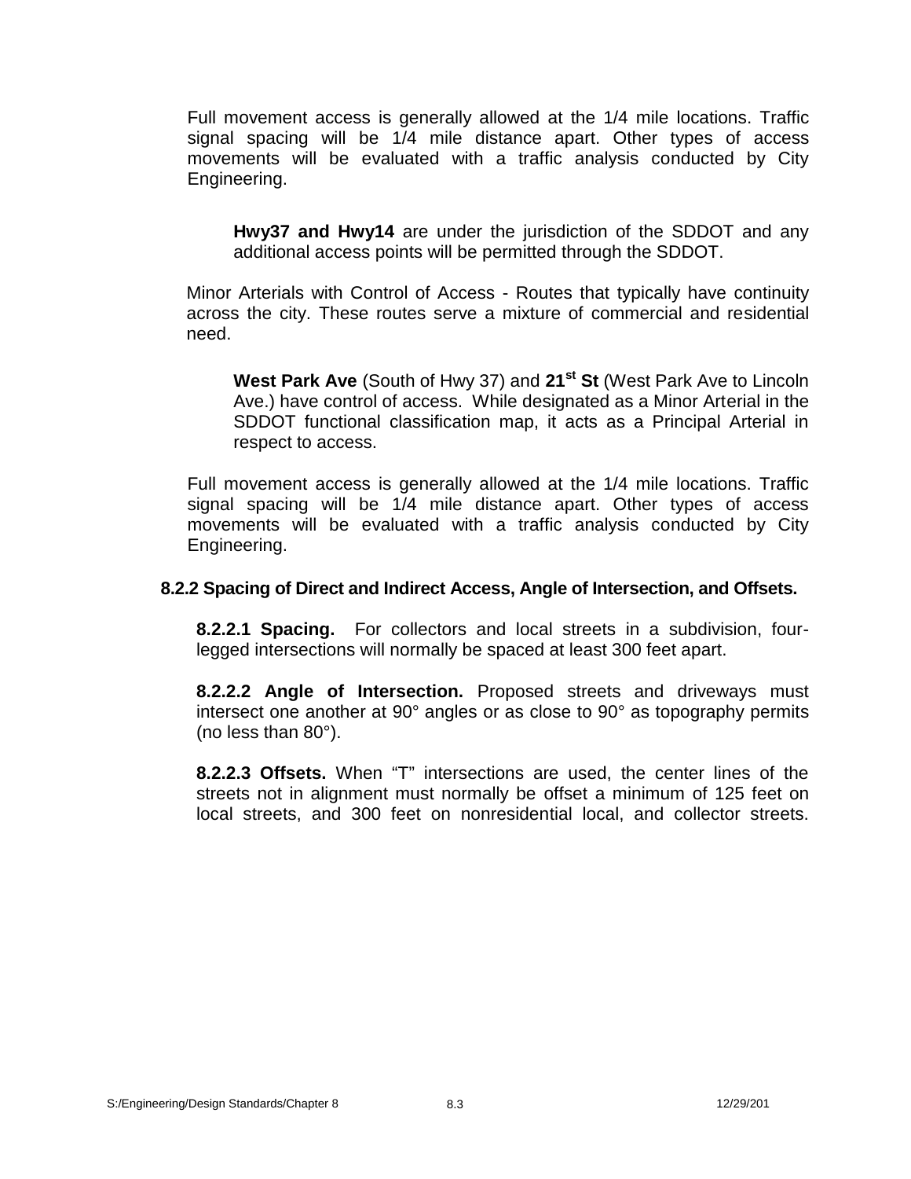Full movement access is generally allowed at the 1/4 mile locations. Traffic signal spacing will be 1/4 mile distance apart. Other types of access movements will be evaluated with a traffic analysis conducted by City Engineering.

**Hwy37 and Hwy14** are under the jurisdiction of the SDDOT and any additional access points will be permitted through the SDDOT.

Minor Arterials with Control of Access - Routes that typically have continuity across the city. These routes serve a mixture of commercial and residential need.

**West Park Ave** (South of Hwy 37) and **21st St** (West Park Ave to Lincoln Ave.) have control of access. While designated as a Minor Arterial in the SDDOT functional classification map, it acts as a Principal Arterial in respect to access.

Full movement access is generally allowed at the 1/4 mile locations. Traffic signal spacing will be 1/4 mile distance apart. Other types of access movements will be evaluated with a traffic analysis conducted by City Engineering.

### 8.2.2 Spacing of Direct and Indirect Access, Angle of Intersection, and Offsets.

**8.2.2.1 Spacing.** For collectors and local streets in a subdivision, four-legged intersections will normally be spaced at least 300 feet apart.

**8.2.2.2 Angle of Intersection.** Proposed streets and driveways must intersect one another at 90° angles or as close to 90° as topography permits (no less than 80°).

**8.2.2.3 Offsets.** When "T" intersections are used, the center lines of the streets not in alignment must normally be offset a minimum of 125 feet on local streets, and 300 feet on nonresidential local, and collector streets.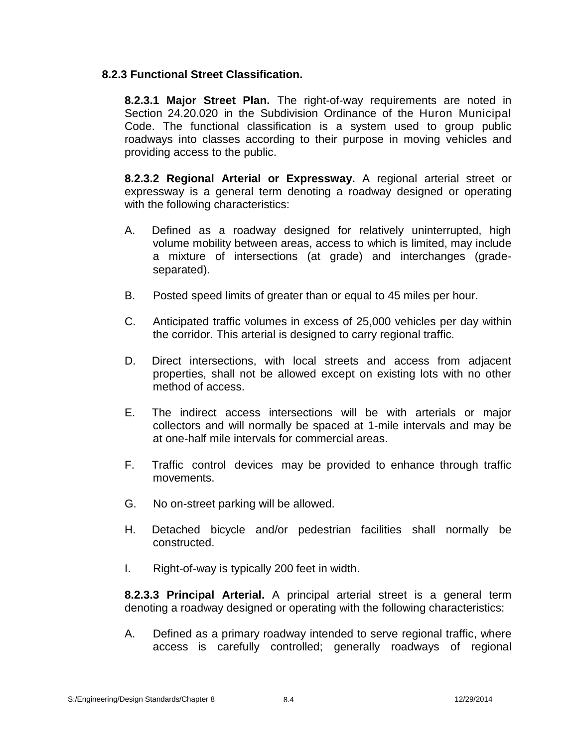### 8.2.3 Functional Street Classification.

**8.2.3.1 Major Street Plan.** The right-of-way requirements are noted in Section 24.20.020 in the Subdivision Ordinance of the Huron Municipal Code. The functional classification is a system used to group public roadways into classes according to their purpose in moving vehicles and providing access to the public.

**8.2.3.2 Regional Arterial or Expressway.** A regional arterial street or expressway is a general term denoting a roadway designed or operating with the following characteristics:

A. Defined as a roadway designed for relatively uninterrupted, high volume mobility between areas, access to which is limited, may include a mixture of intersections (at grade) and interchanges (grade-separated).

B. Posted speed limits of greater than or equal to 45 miles per hour.

C. Anticipated traffic volumes in excess of 25,000 vehicles per day within the corridor. This arterial is designed to carry regional traffic.

D. Direct intersections, with local streets and access from adjacent properties, shall not be allowed except on existing lots with no other method of access.

E. The indirect access intersections will be with arterials or major collectors and will normally be spaced at 1-mile intervals and may be at one-half mile intervals for commercial areas.

F. Traffic control devices may be provided to enhance through traffic movements.

G. No on-street parking will be allowed.

H. Detached bicycle and/or pedestrian facilities shall normally be constructed.

I. Right-of-way is typically 200 feet in width.

**8.2.3.3 Principal Arterial.** A principal arterial street is a general term denoting a roadway designed or operating with the following characteristics:

A. Defined as a primary roadway intended to serve regional traffic, where access is carefully controlled; generally roadways of regional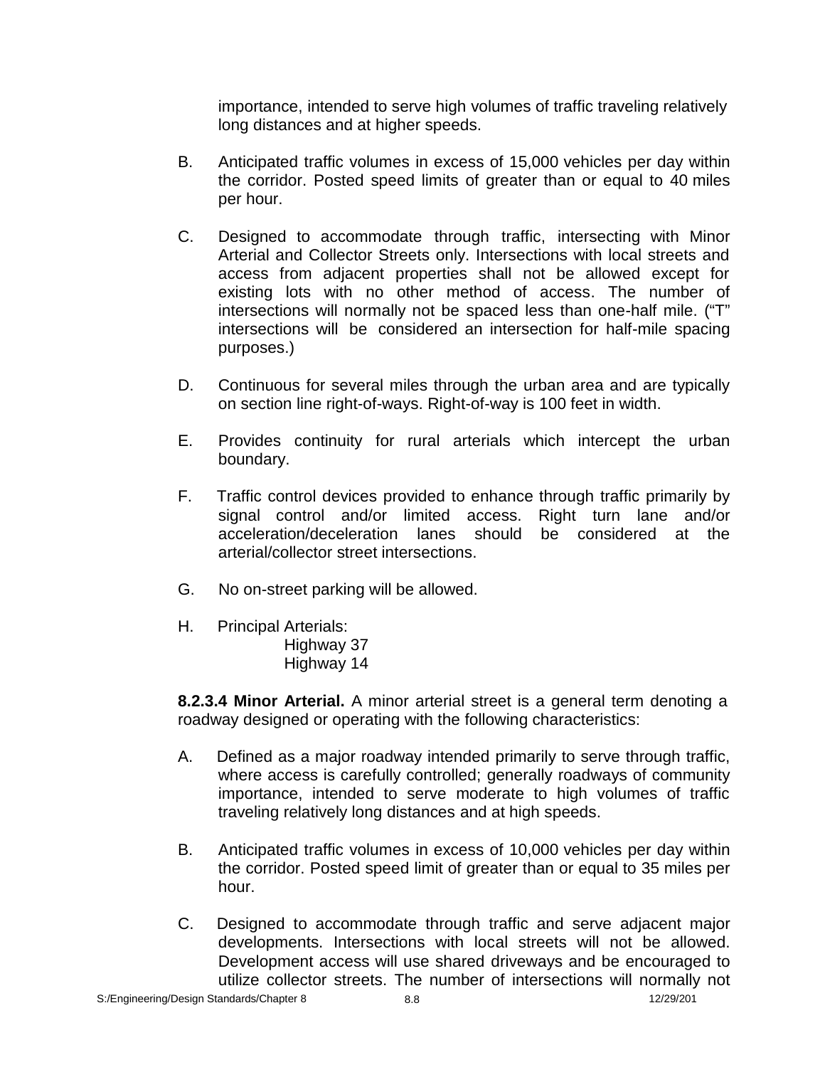importance, intended to serve high volumes of traffic traveling relatively long distances and at higher speeds.

B. Anticipated traffic volumes in excess of 15,000 vehicles per day within the corridor. Posted speed limits of greater than or equal to 40 miles per hour.

C. Designed to accommodate through traffic, intersecting with Minor Arterial and Collector Streets only. Intersections with local streets and access from adjacent properties shall not be allowed except for existing lots with no other method of access. The number of intersections will normally not be spaced less than one-half mile. ("T" intersections will be considered an intersection for half-mile spacing purposes.)

D. Continuous for several miles through the urban area and are typically on section line right-of-ways. Right-of-way is 100 feet in width.

E. Provides continuity for rural arterials which intercept the urban boundary.

F. Traffic control devices provided to enhance through traffic primarily by signal control and/or limited access. Right turn lane and/or acceleration/deceleration lanes should be considered at the arterial/collector street intersections.

G. No on-street parking will be allowed.

H. Principal Arterials:
  Highway 37
  Highway 14

**8.2.3.4 Minor Arterial.** A minor arterial street is a general term denoting a roadway designed or operating with the following characteristics:

A. Defined as a major roadway intended primarily to serve through traffic, where access is carefully controlled; generally roadways of community importance, intended to serve moderate to high volumes of traffic traveling relatively long distances and at high speeds.

B. Anticipated traffic volumes in excess of 10,000 vehicles per day within the corridor. Posted speed limit of greater than or equal to 35 miles per hour.

C. Designed to accommodate through traffic and serve adjacent major developments. Intersections with local streets will not be allowed. Development access will use shared driveways and be encouraged to utilize collector streets. The number of intersections will normally not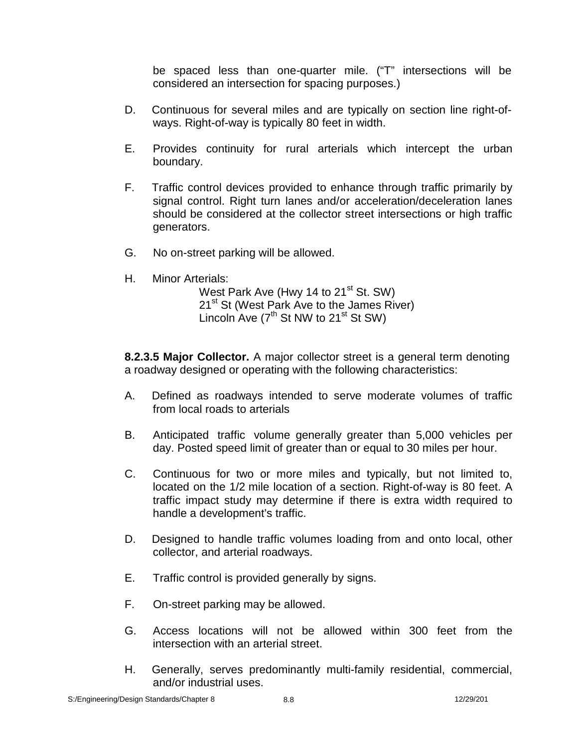be spaced less than one-quarter mile. ("T" intersections will be considered an intersection for spacing purposes.)

D. Continuous for several miles and are typically on section line right-of-ways. Right-of-way is typically 80 feet in width.

E. Provides continuity for rural arterials which intercept the urban boundary.

F. Traffic control devices provided to enhance through traffic primarily by signal control. Right turn lanes and/or acceleration/deceleration lanes should be considered at the collector street intersections or high traffic generators.

G. No on-street parking will be allowed.

H. Minor Arterials:

West Park Ave (Hwy 14 to 21st St. SW)
21st St (West Park Ave to the James River)
Lincoln Ave (7th St NW to 21st St SW)

**8.2.3.5 Major Collector.** A major collector street is a general term denoting a roadway designed or operating with the following characteristics:

A. Defined as roadways intended to serve moderate volumes of traffic from local roads to arterials

B. Anticipated traffic volume generally greater than 5,000 vehicles per day. Posted speed limit of greater than or equal to 30 miles per hour.

C. Continuous for two or more miles and typically, but not limited to, located on the 1/2 mile location of a section. Right-of-way is 80 feet. A traffic impact study may determine if there is extra width required to handle a development's traffic.

D. Designed to handle traffic volumes loading from and onto local, other collector, and arterial roadways.

E. Traffic control is provided generally by signs.

F. On-street parking may be allowed.

G. Access locations will not be allowed within 300 feet from the intersection with an arterial street.

H. Generally, serves predominantly multi-family residential, commercial, and/or industrial uses.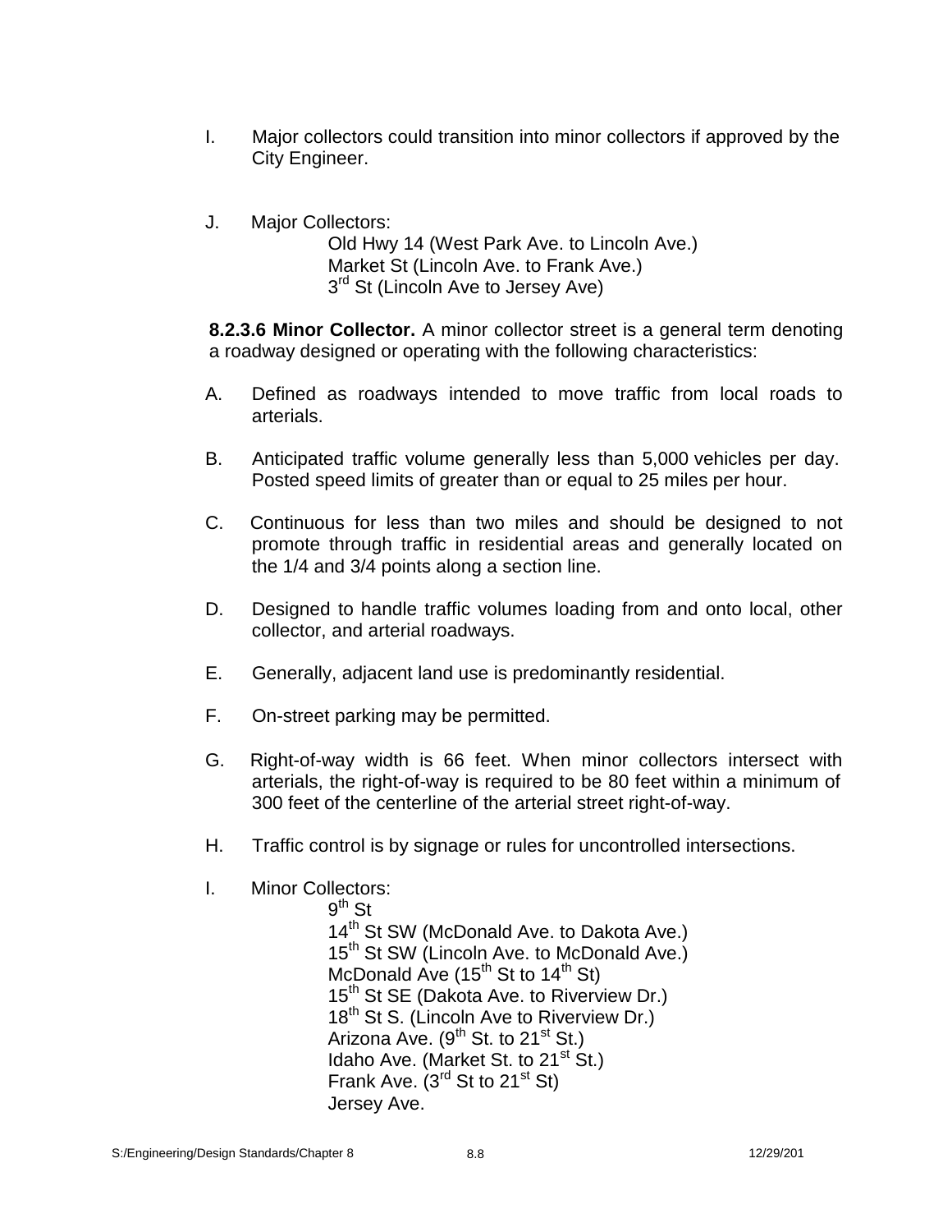I. Major collectors could transition into minor collectors if approved by the City Engineer.

J. Major Collectors:
   Old Hwy 14 (West Park Ave. to Lincoln Ave.)
   Market St (Lincoln Ave. to Frank Ave.)
   3rd St (Lincoln Ave to Jersey Ave)

**8.2.3.6 Minor Collector.** A minor collector street is a general term denoting a roadway designed or operating with the following characteristics:

A. Defined as roadways intended to move traffic from local roads to arterials.

B. Anticipated traffic volume generally less than 5,000 vehicles per day. Posted speed limits of greater than or equal to 25 miles per hour.

C. Continuous for less than two miles and should be designed to not promote through traffic in residential areas and generally located on the 1/4 and 3/4 points along a section line.

D. Designed to handle traffic volumes loading from and onto local, other collector, and arterial roadways.

E. Generally, adjacent land use is predominantly residential.

F. On-street parking may be permitted.

G. Right-of-way width is 66 feet. When minor collectors intersect with arterials, the right-of-way is required to be 80 feet within a minimum of 300 feet of the centerline of the arterial street right-of-way.

H. Traffic control is by signage or rules for uncontrolled intersections.

I. Minor Collectors:
   9th St
   14th St SW (McDonald Ave. to Dakota Ave.)
   15th St SW (Lincoln Ave. to McDonald Ave.)
   McDonald Ave (15th St to 14th St)
   15th St SE (Dakota Ave. to Riverview Dr.)
   18th St S. (Lincoln Ave to Riverview Dr.)
   Arizona Ave. (9th St. to 21st St.)
   Idaho Ave. (Market St. to 21st St.)
   Frank Ave. (3rd St to 21st St)
   Jersey Ave.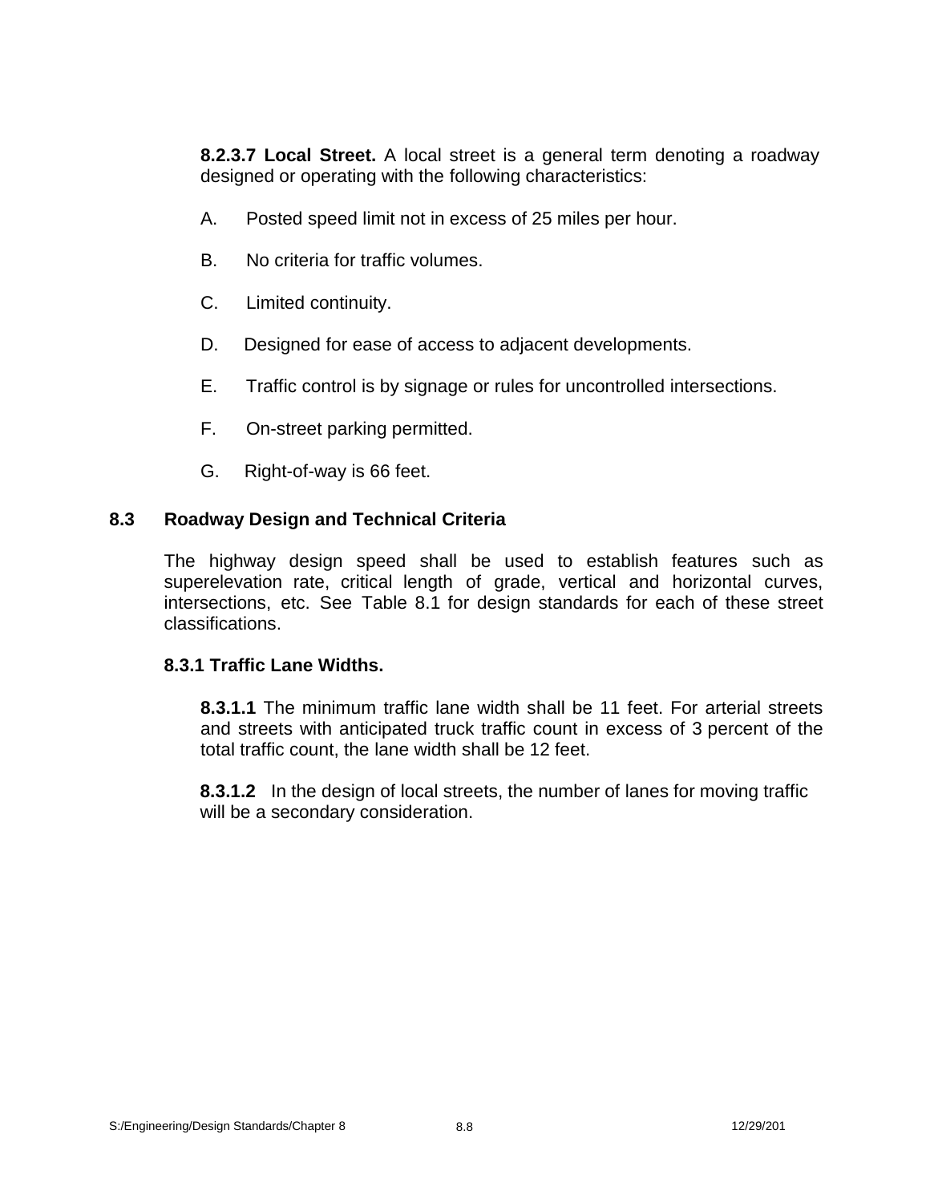**8.2.3.7 Local Street.** A local street is a general term denoting a roadway designed or operating with the following characteristics:

A. Posted speed limit not in excess of 25 miles per hour.

B. No criteria for traffic volumes.

C. Limited continuity.

D. Designed for ease of access to adjacent developments.

E. Traffic control is by signage or rules for uncontrolled intersections.

F. On-street parking permitted.

G. Right-of-way is 66 feet.

## 8.3 Roadway Design and Technical Criteria

The highway design speed shall be used to establish features such as superelevation rate, critical length of grade, vertical and horizontal curves, intersections, etc. See Table 8.1 for design standards for each of these street classifications.

### 8.3.1 Traffic Lane Widths.

**8.3.1.1** The minimum traffic lane width shall be 11 feet. For arterial streets and streets with anticipated truck traffic count in excess of 3 percent of the total traffic count, the lane width shall be 12 feet.

**8.3.1.2** In the design of local streets, the number of lanes for moving traffic will be a secondary consideration.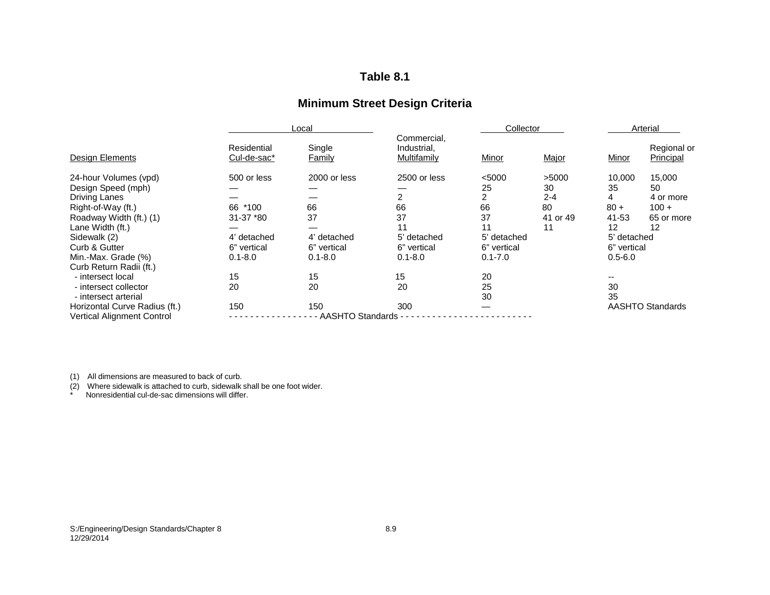# Table 8.1

## Minimum Street Design Criteria

| Design Elements | Local | | | Collector | | Arterial | |
|---|---|---|---|---|---|---|---|
| | Residential Cul-de-sac* | Single Family | Commercial, Industrial, Multifamily | Minor | Major | Minor | Regional or Principal |
| 24-hour Volumes (vpd) | 500 or less | 2000 or less | 2500 or less | <5000 | >5000 | 10,000 | 15,000 |
| Design Speed (mph) | — | — | — | 25 | 30 | 35 | 50 |
| Driving Lanes | — | — | 2 | 2 | 2-4 | 4 | 4 or more |
| Right-of-Way (ft.) | 66 *100 | 66 | 66 | 66 | 80 | 80 + | 100 + |
| Roadway Width (ft.) (1) | 31-37 *80 | 37 | 37 | 37 | 41 or 49 | 41-53 | 65 or more |
| Lane Width (ft.) | — | — | 11 | 11 | 11 | 12 | 12 |
| Sidewalk (2) | 4' detached | 4' detached | 5' detached | 5' detached | | 5' detached | |
| Curb & Gutter | 6" vertical | 6" vertical | 6" vertical | 6" vertical | | 6" vertical | |
| Min.-Max. Grade (%) | 0.1-8.0 | 0.1-8.0 | 0.1-8.0 | 0.1-7.0 | | 0.5-6.0 | |
| Curb Return Radii (ft.) | | | | | | | |
| - intersect local | 15 | 15 | 15 | 20 | | -- | |
| - intersect collector | 20 | 20 | 20 | 25 | | 30 | |
| - intersect arterial | | | | 30 | | 35 | |
| Horizontal Curve Radius (ft.) | 150 | 150 | 300 | — | | AASHTO Standards | |
| Vertical Alignment Control | AASHTO Standards | | | | | | |

(1) All dimensions are measured to back of curb.
(2) Where sidewalk is attached to curb, sidewalk shall be one foot wider.
\* Nonresidential cul-de-sac dimensions will differ.

S:/Engineering/Design Standards/Chapter 8
12/29/2014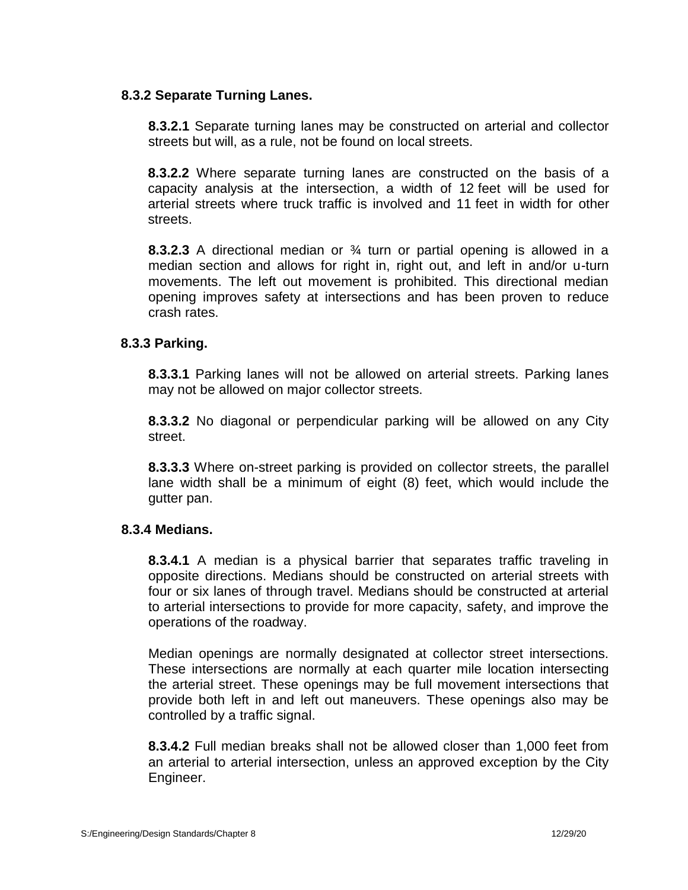### 8.3.2 Separate Turning Lanes.

**8.3.2.1** Separate turning lanes may be constructed on arterial and collector streets but will, as a rule, not be found on local streets.

**8.3.2.2** Where separate turning lanes are constructed on the basis of a capacity analysis at the intersection, a width of 12 feet will be used for arterial streets where truck traffic is involved and 11 feet in width for other streets.

**8.3.2.3** A directional median or ¾ turn or partial opening is allowed in a median section and allows for right in, right out, and left in and/or u-turn movements. The left out movement is prohibited. This directional median opening improves safety at intersections and has been proven to reduce crash rates.

### 8.3.3 Parking.

**8.3.3.1** Parking lanes will not be allowed on arterial streets. Parking lanes may not be allowed on major collector streets.

**8.3.3.2** No diagonal or perpendicular parking will be allowed on any City street.

**8.3.3.3** Where on-street parking is provided on collector streets, the parallel lane width shall be a minimum of eight (8) feet, which would include the gutter pan.

### 8.3.4 Medians.

**8.3.4.1** A median is a physical barrier that separates traffic traveling in opposite directions. Medians should be constructed on arterial streets with four or six lanes of through travel. Medians should be constructed at arterial to arterial intersections to provide for more capacity, safety, and improve the operations of the roadway.

Median openings are normally designated at collector street intersections. These intersections are normally at each quarter mile location intersecting the arterial street. These openings may be full movement intersections that provide both left in and left out maneuvers. These openings also may be controlled by a traffic signal.

**8.3.4.2** Full median breaks shall not be allowed closer than 1,000 feet from an arterial to arterial intersection, unless an approved exception by the City Engineer.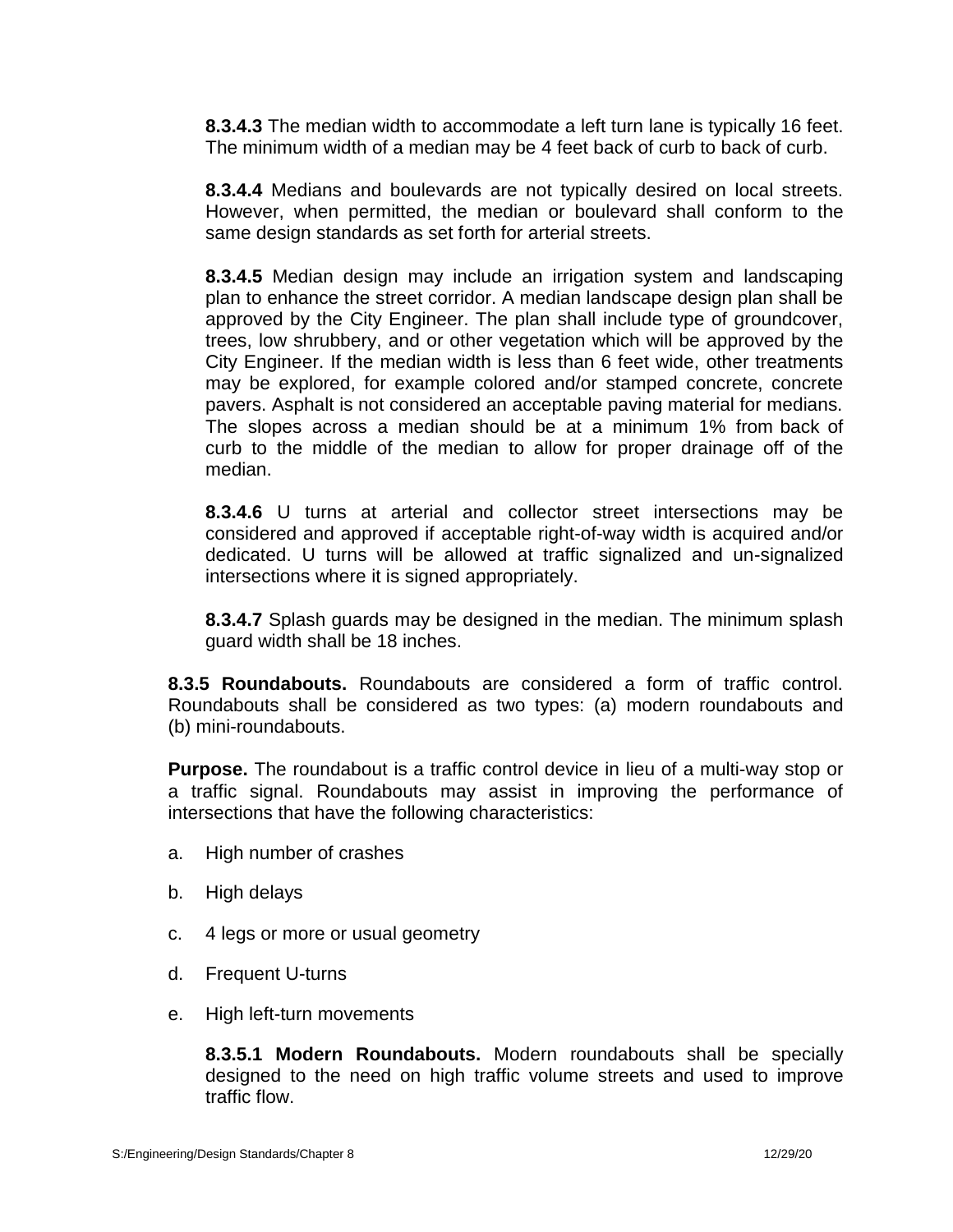**8.3.4.3** The median width to accommodate a left turn lane is typically 16 feet. The minimum width of a median may be 4 feet back of curb to back of curb.

**8.3.4.4** Medians and boulevards are not typically desired on local streets. However, when permitted, the median or boulevard shall conform to the same design standards as set forth for arterial streets.

**8.3.4.5** Median design may include an irrigation system and landscaping plan to enhance the street corridor. A median landscape design plan shall be approved by the City Engineer. The plan shall include type of groundcover, trees, low shrubbery, and or other vegetation which will be approved by the City Engineer. If the median width is less than 6 feet wide, other treatments may be explored, for example colored and/or stamped concrete, concrete pavers. Asphalt is not considered an acceptable paving material for medians. The slopes across a median should be at a minimum 1% from back of curb to the middle of the median to allow for proper drainage off of the median.

**8.3.4.6** U turns at arterial and collector street intersections may be considered and approved if acceptable right-of-way width is acquired and/or dedicated. U turns will be allowed at traffic signalized and un-signalized intersections where it is signed appropriately.

**8.3.4.7** Splash guards may be designed in the median. The minimum splash guard width shall be 18 inches.

**8.3.5 Roundabouts.** Roundabouts are considered a form of traffic control. Roundabouts shall be considered as two types: (a) modern roundabouts and (b) mini-roundabouts.

**Purpose.** The roundabout is a traffic control device in lieu of a multi-way stop or a traffic signal. Roundabouts may assist in improving the performance of intersections that have the following characteristics:

a. High number of crashes

b. High delays

c. 4 legs or more or usual geometry

d. Frequent U-turns

e. High left-turn movements

**8.3.5.1 Modern Roundabouts.** Modern roundabouts shall be specially designed to the need on high traffic volume streets and used to improve traffic flow.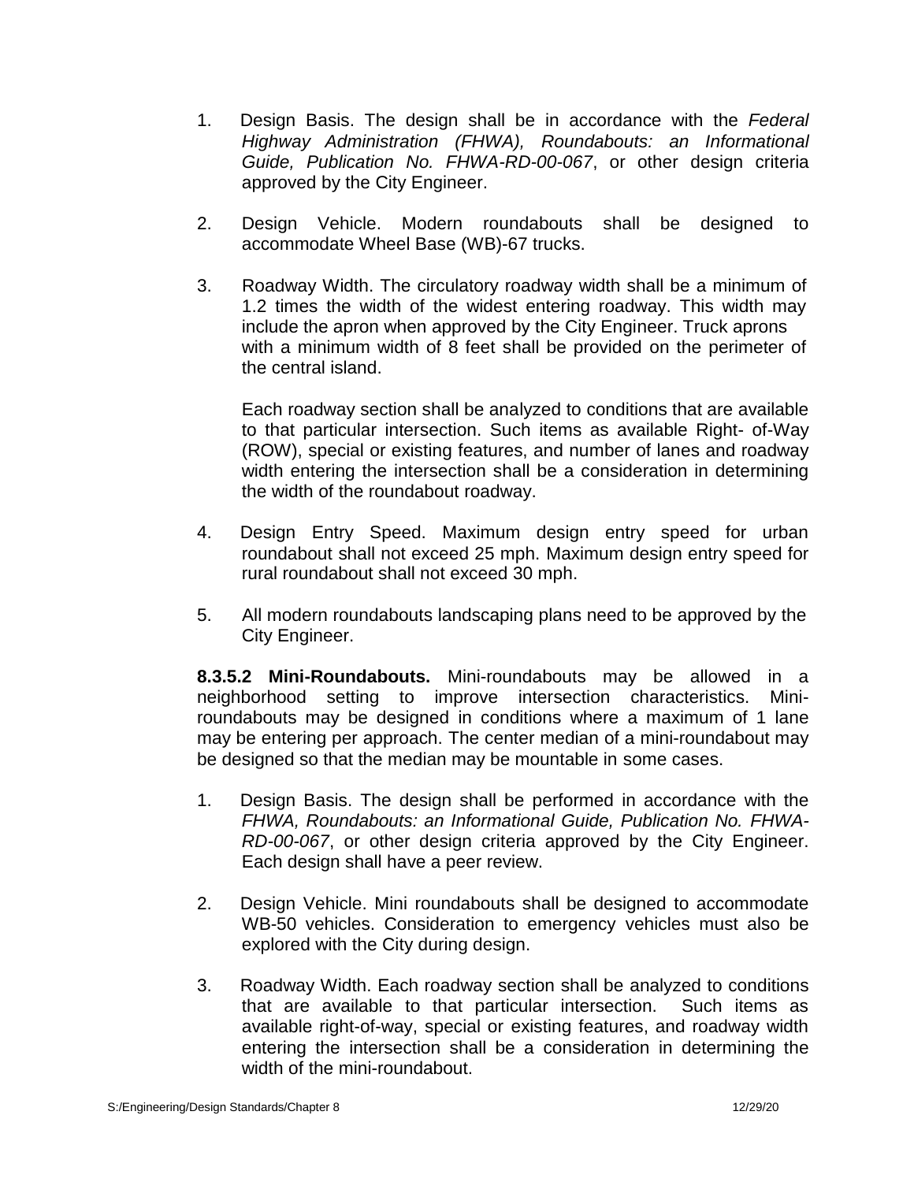1. Design Basis. The design shall be in accordance with the *Federal Highway Administration (FHWA), Roundabouts: an Informational Guide, Publication No. FHWA-RD-00-067*, or other design criteria approved by the City Engineer.

2. Design Vehicle. Modern roundabouts shall be designed to accommodate Wheel Base (WB)-67 trucks.

3. Roadway Width. The circulatory roadway width shall be a minimum of 1.2 times the width of the widest entering roadway. This width may include the apron when approved by the City Engineer. Truck aprons with a minimum width of 8 feet shall be provided on the perimeter of the central island.

   Each roadway section shall be analyzed to conditions that are available to that particular intersection. Such items as available Right- of-Way (ROW), special or existing features, and number of lanes and roadway width entering the intersection shall be a consideration in determining the width of the roundabout roadway.

4. Design Entry Speed. Maximum design entry speed for urban roundabout shall not exceed 25 mph. Maximum design entry speed for rural roundabout shall not exceed 30 mph.

5. All modern roundabouts landscaping plans need to be approved by the City Engineer.

**8.3.5.2 Mini-Roundabouts.** Mini-roundabouts may be allowed in a neighborhood setting to improve intersection characteristics. Mini-roundabouts may be designed in conditions where a maximum of 1 lane may be entering per approach. The center median of a mini-roundabout may be designed so that the median may be mountable in some cases.

1. Design Basis. The design shall be performed in accordance with the *FHWA, Roundabouts: an Informational Guide, Publication No. FHWA-RD-00-067*, or other design criteria approved by the City Engineer. Each design shall have a peer review.

2. Design Vehicle. Mini roundabouts shall be designed to accommodate WB-50 vehicles. Consideration to emergency vehicles must also be explored with the City during design.

3. Roadway Width. Each roadway section shall be analyzed to conditions that are available to that particular intersection. Such items as available right-of-way, special or existing features, and roadway width entering the intersection shall be a consideration in determining the width of the mini-roundabout.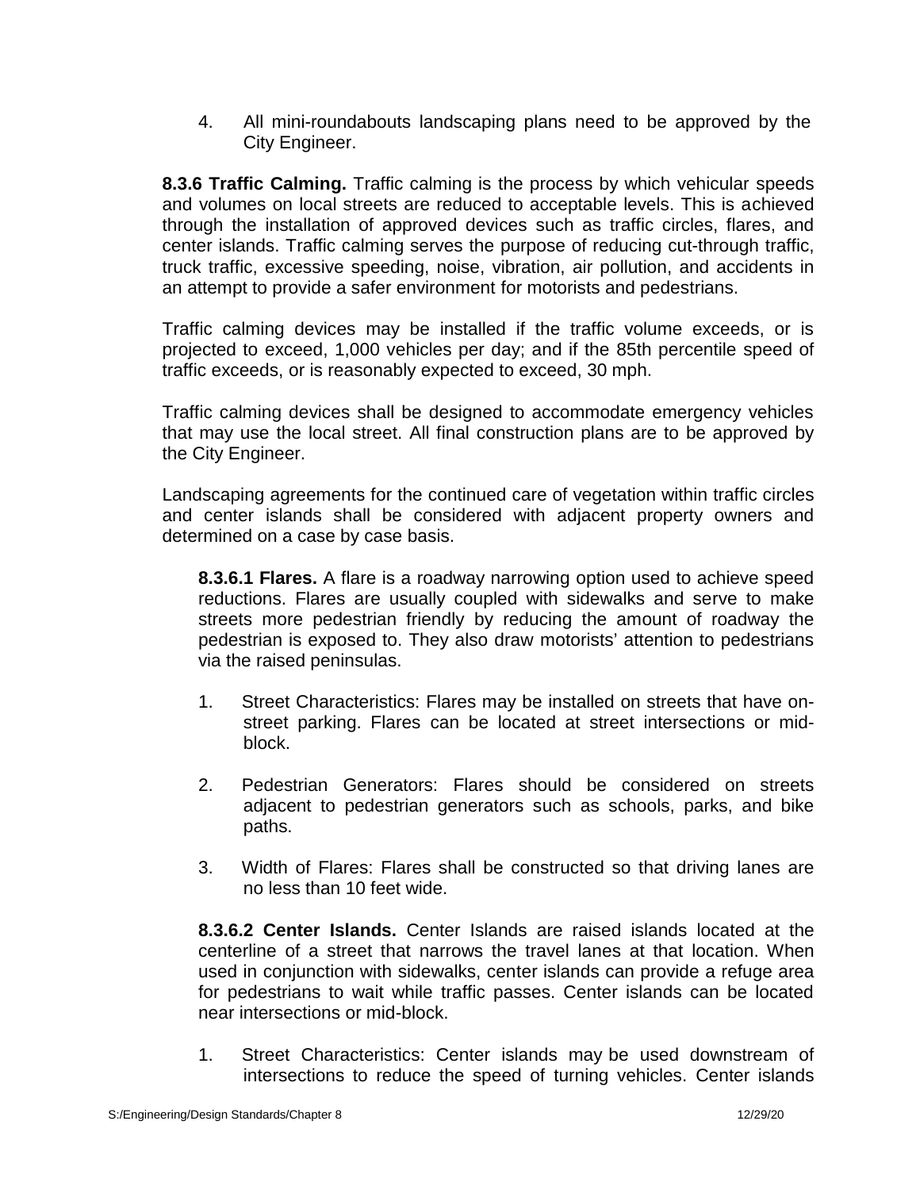4. All mini-roundabouts landscaping plans need to be approved by the City Engineer.

**8.3.6 Traffic Calming.** Traffic calming is the process by which vehicular speeds and volumes on local streets are reduced to acceptable levels. This is achieved through the installation of approved devices such as traffic circles, flares, and center islands. Traffic calming serves the purpose of reducing cut-through traffic, truck traffic, excessive speeding, noise, vibration, air pollution, and accidents in an attempt to provide a safer environment for motorists and pedestrians.

Traffic calming devices may be installed if the traffic volume exceeds, or is projected to exceed, 1,000 vehicles per day; and if the 85th percentile speed of traffic exceeds, or is reasonably expected to exceed, 30 mph.

Traffic calming devices shall be designed to accommodate emergency vehicles that may use the local street. All final construction plans are to be approved by the City Engineer.

Landscaping agreements for the continued care of vegetation within traffic circles and center islands shall be considered with adjacent property owners and determined on a case by case basis.

**8.3.6.1 Flares.** A flare is a roadway narrowing option used to achieve speed reductions. Flares are usually coupled with sidewalks and serve to make streets more pedestrian friendly by reducing the amount of roadway the pedestrian is exposed to. They also draw motorists' attention to pedestrians via the raised peninsulas.

1. Street Characteristics: Flares may be installed on streets that have on-street parking. Flares can be located at street intersections or mid-block.

2. Pedestrian Generators: Flares should be considered on streets adjacent to pedestrian generators such as schools, parks, and bike paths.

3. Width of Flares: Flares shall be constructed so that driving lanes are no less than 10 feet wide.

**8.3.6.2 Center Islands.** Center Islands are raised islands located at the centerline of a street that narrows the travel lanes at that location. When used in conjunction with sidewalks, center islands can provide a refuge area for pedestrians to wait while traffic passes. Center islands can be located near intersections or mid-block.

1. Street Characteristics: Center islands may be used downstream of intersections to reduce the speed of turning vehicles. Center islands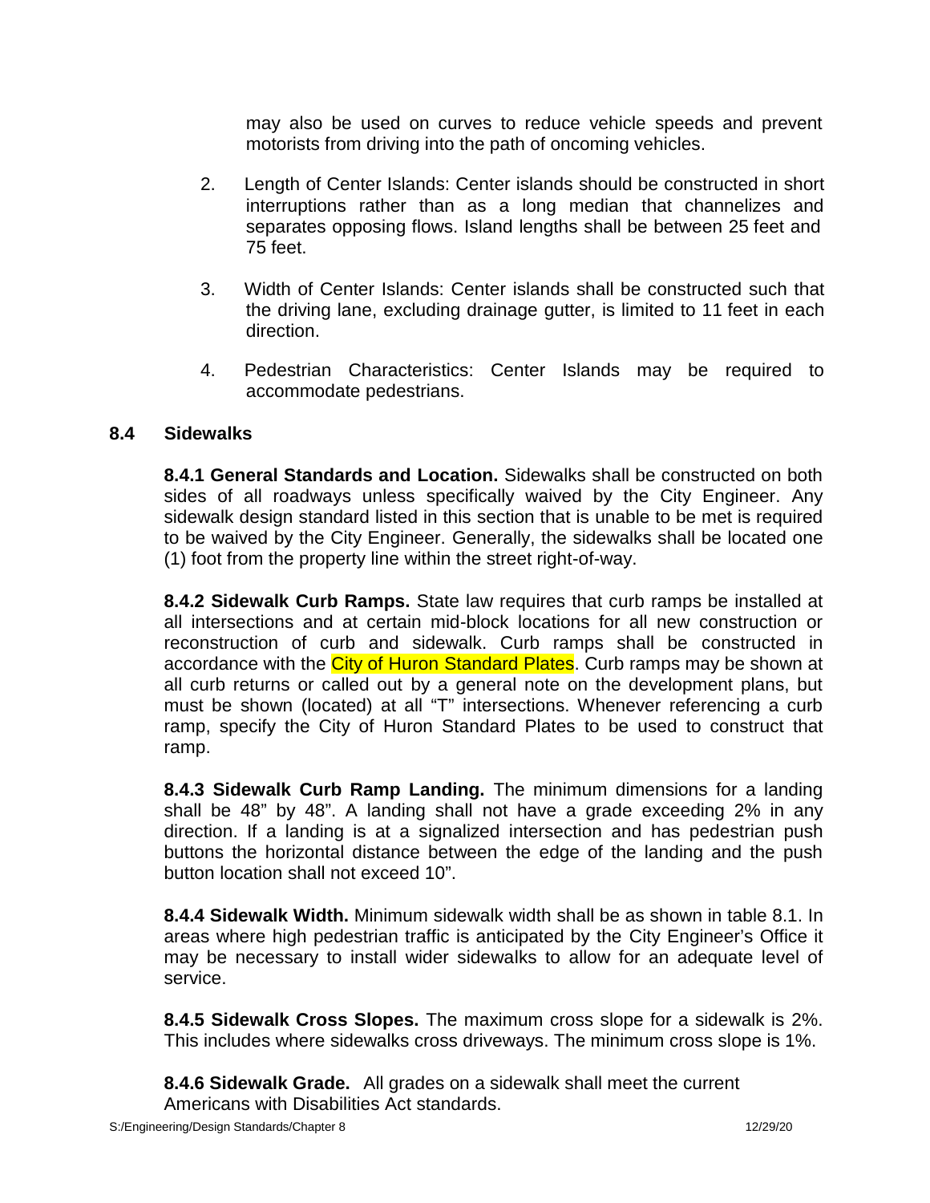may also be used on curves to reduce vehicle speeds and prevent motorists from driving into the path of oncoming vehicles.

2. Length of Center Islands: Center islands should be constructed in short interruptions rather than as a long median that channelizes and separates opposing flows. Island lengths shall be between 25 feet and 75 feet.

3. Width of Center Islands: Center islands shall be constructed such that the driving lane, excluding drainage gutter, is limited to 11 feet in each direction.

4. Pedestrian Characteristics: Center Islands may be required to accommodate pedestrians.

## 8.4 Sidewalks

**8.4.1 General Standards and Location.** Sidewalks shall be constructed on both sides of all roadways unless specifically waived by the City Engineer. Any sidewalk design standard listed in this section that is unable to be met is required to be waived by the City Engineer. Generally, the sidewalks shall be located one (1) foot from the property line within the street right-of-way.

**8.4.2 Sidewalk Curb Ramps.** State law requires that curb ramps be installed at all intersections and at certain mid-block locations for all new construction or reconstruction of curb and sidewalk. Curb ramps shall be constructed in accordance with the City of Huron Standard Plates. Curb ramps may be shown at all curb returns or called out by a general note on the development plans, but must be shown (located) at all "T" intersections. Whenever referencing a curb ramp, specify the City of Huron Standard Plates to be used to construct that ramp.

**8.4.3 Sidewalk Curb Ramp Landing.** The minimum dimensions for a landing shall be 48" by 48". A landing shall not have a grade exceeding 2% in any direction. If a landing is at a signalized intersection and has pedestrian push buttons the horizontal distance between the edge of the landing and the push button location shall not exceed 10".

**8.4.4 Sidewalk Width.** Minimum sidewalk width shall be as shown in table 8.1. In areas where high pedestrian traffic is anticipated by the City Engineer's Office it may be necessary to install wider sidewalks to allow for an adequate level of service.

**8.4.5 Sidewalk Cross Slopes.** The maximum cross slope for a sidewalk is 2%. This includes where sidewalks cross driveways. The minimum cross slope is 1%.

**8.4.6 Sidewalk Grade.** All grades on a sidewalk shall meet the current Americans with Disabilities Act standards.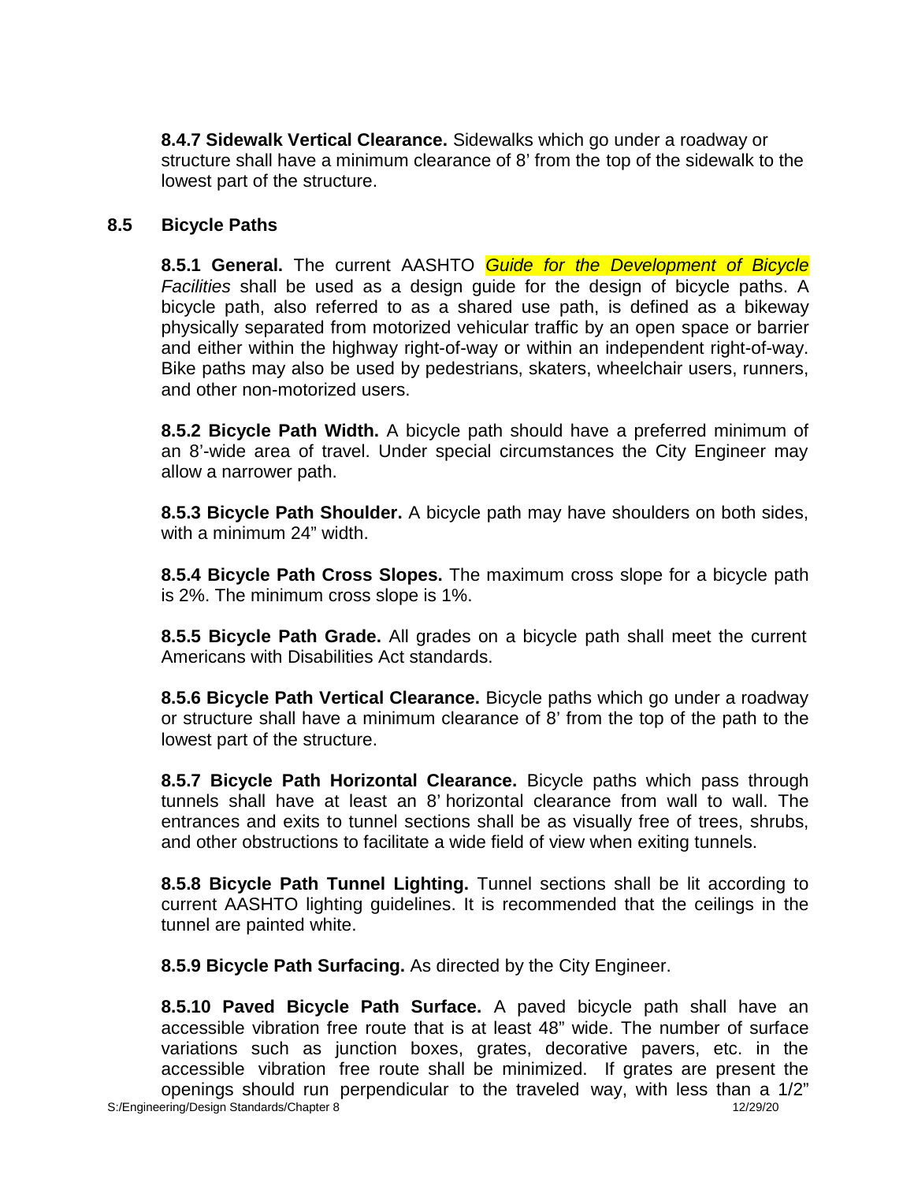**8.4.7 Sidewalk Vertical Clearance.** Sidewalks which go under a roadway or structure shall have a minimum clearance of 8' from the top of the sidewalk to the lowest part of the structure.

## 8.5 Bicycle Paths

**8.5.1 General.** The current AASHTO *Guide for the Development of Bicycle Facilities* shall be used as a design guide for the design of bicycle paths. A bicycle path, also referred to as a shared use path, is defined as a bikeway physically separated from motorized vehicular traffic by an open space or barrier and either within the highway right-of-way or within an independent right-of-way. Bike paths may also be used by pedestrians, skaters, wheelchair users, runners, and other non-motorized users.

**8.5.2 Bicycle Path Width.** A bicycle path should have a preferred minimum of an 8'-wide area of travel. Under special circumstances the City Engineer may allow a narrower path.

**8.5.3 Bicycle Path Shoulder.** A bicycle path may have shoulders on both sides, with a minimum 24" width.

**8.5.4 Bicycle Path Cross Slopes.** The maximum cross slope for a bicycle path is 2%. The minimum cross slope is 1%.

**8.5.5 Bicycle Path Grade.** All grades on a bicycle path shall meet the current Americans with Disabilities Act standards.

**8.5.6 Bicycle Path Vertical Clearance.** Bicycle paths which go under a roadway or structure shall have a minimum clearance of 8' from the top of the path to the lowest part of the structure.

**8.5.7 Bicycle Path Horizontal Clearance.** Bicycle paths which pass through tunnels shall have at least an 8' horizontal clearance from wall to wall. The entrances and exits to tunnel sections shall be as visually free of trees, shrubs, and other obstructions to facilitate a wide field of view when exiting tunnels.

**8.5.8 Bicycle Path Tunnel Lighting.** Tunnel sections shall be lit according to current AASHTO lighting guidelines. It is recommended that the ceilings in the tunnel are painted white.

**8.5.9 Bicycle Path Surfacing.** As directed by the City Engineer.

**8.5.10 Paved Bicycle Path Surface.** A paved bicycle path shall have an accessible vibration free route that is at least 48" wide. The number of surface variations such as junction boxes, grates, decorative pavers, etc. in the accessible vibration free route shall be minimized. If grates are present the openings should run perpendicular to the traveled way, with less than a 1/2"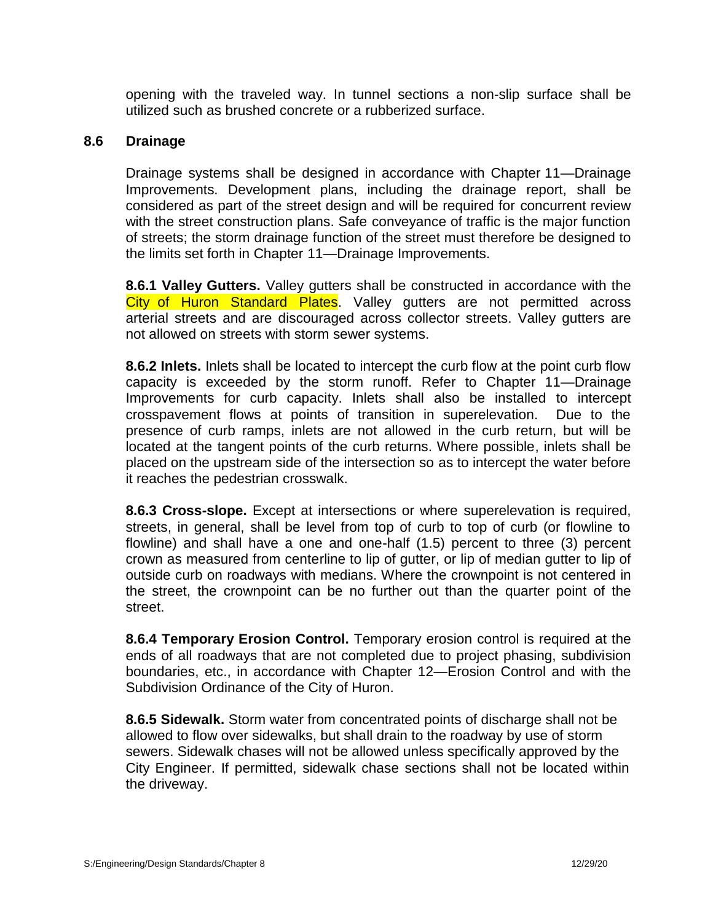opening with the traveled way. In tunnel sections a non-slip surface shall be utilized such as brushed concrete or a rubberized surface.

## 8.6 Drainage

Drainage systems shall be designed in accordance with Chapter 11—Drainage Improvements. Development plans, including the drainage report, shall be considered as part of the street design and will be required for concurrent review with the street construction plans. Safe conveyance of traffic is the major function of streets; the storm drainage function of the street must therefore be designed to the limits set forth in Chapter 11—Drainage Improvements.

**8.6.1 Valley Gutters.** Valley gutters shall be constructed in accordance with the City of Huron Standard Plates. Valley gutters are not permitted across arterial streets and are discouraged across collector streets. Valley gutters are not allowed on streets with storm sewer systems.

**8.6.2 Inlets.** Inlets shall be located to intercept the curb flow at the point curb flow capacity is exceeded by the storm runoff. Refer to Chapter 11—Drainage Improvements for curb capacity. Inlets shall also be installed to intercept crosspavement flows at points of transition in superelevation. Due to the presence of curb ramps, inlets are not allowed in the curb return, but will be located at the tangent points of the curb returns. Where possible, inlets shall be placed on the upstream side of the intersection so as to intercept the water before it reaches the pedestrian crosswalk.

**8.6.3 Cross-slope.** Except at intersections or where superelevation is required, streets, in general, shall be level from top of curb to top of curb (or flowline to flowline) and shall have a one and one-half (1.5) percent to three (3) percent crown as measured from centerline to lip of gutter, or lip of median gutter to lip of outside curb on roadways with medians. Where the crownpoint is not centered in the street, the crownpoint can be no further out than the quarter point of the street.

**8.6.4 Temporary Erosion Control.** Temporary erosion control is required at the ends of all roadways that are not completed due to project phasing, subdivision boundaries, etc., in accordance with Chapter 12—Erosion Control and with the Subdivision Ordinance of the City of Huron.

**8.6.5 Sidewalk.** Storm water from concentrated points of discharge shall not be allowed to flow over sidewalks, but shall drain to the roadway by use of storm sewers. Sidewalk chases will not be allowed unless specifically approved by the City Engineer. If permitted, sidewalk chase sections shall not be located within the driveway.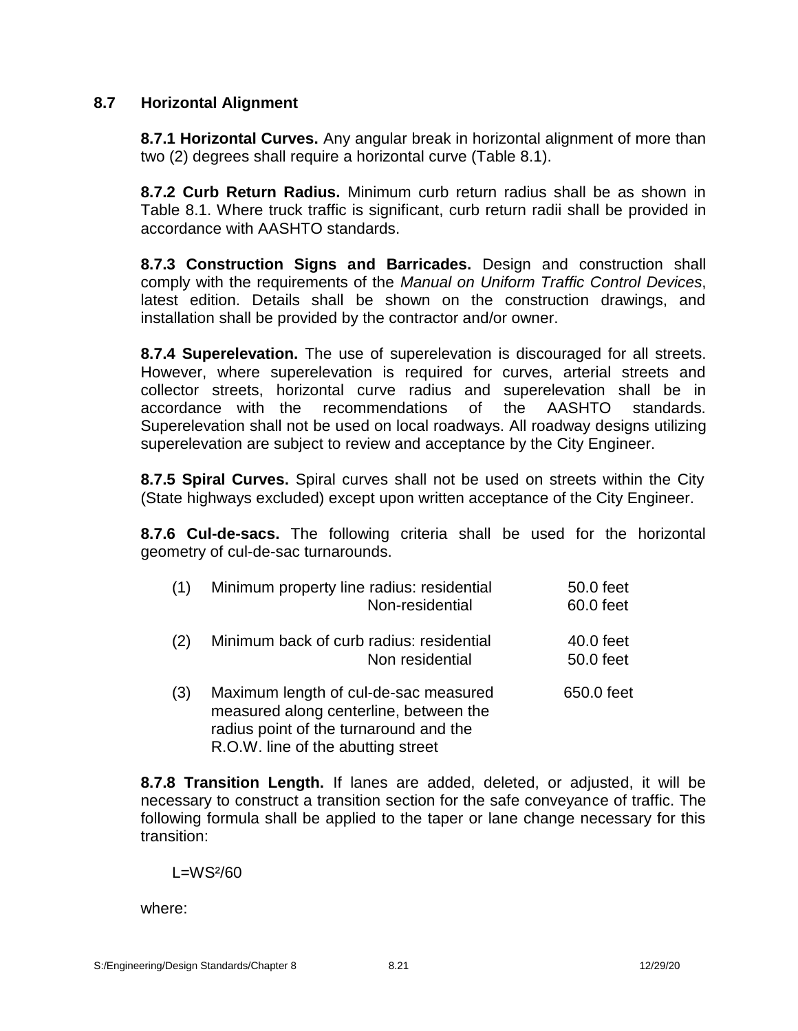## 8.7 Horizontal Alignment

**8.7.1 Horizontal Curves.** Any angular break in horizontal alignment of more than two (2) degrees shall require a horizontal curve (Table 8.1).

**8.7.2 Curb Return Radius.** Minimum curb return radius shall be as shown in Table 8.1. Where truck traffic is significant, curb return radii shall be provided in accordance with AASHTO standards.

**8.7.3 Construction Signs and Barricades.** Design and construction shall comply with the requirements of the *Manual on Uniform Traffic Control Devices*, latest edition. Details shall be shown on the construction drawings, and installation shall be provided by the contractor and/or owner.

**8.7.4 Superelevation.** The use of superelevation is discouraged for all streets. However, where superelevation is required for curves, arterial streets and collector streets, horizontal curve radius and superelevation shall be in accordance with the recommendations of the AASHTO standards. Superelevation shall not be used on local roadways. All roadway designs utilizing superelevation are subject to review and acceptance by the City Engineer.

**8.7.5 Spiral Curves.** Spiral curves shall not be used on streets within the City (State highways excluded) except upon written acceptance of the City Engineer.

**8.7.6 Cul-de-sacs.** The following criteria shall be used for the horizontal geometry of cul-de-sac turnarounds.

| | | |
|---|---|---|
| (1) | Minimum property line radius: residential | 50.0 feet |
| | Non-residential | 60.0 feet |
| (2) | Minimum back of curb radius: residential | 40.0 feet |
| | Non residential | 50.0 feet |
| (3) | Maximum length of cul-de-sac measured measured along centerline, between the radius point of the turnaround and the R.O.W. line of the abutting street | 650.0 feet |

**8.7.8 Transition Length.** If lanes are added, deleted, or adjusted, it will be necessary to construct a transition section for the safe conveyance of traffic. The following formula shall be applied to the taper or lane change necessary for this transition:

$$L=WS^2/60$$

where: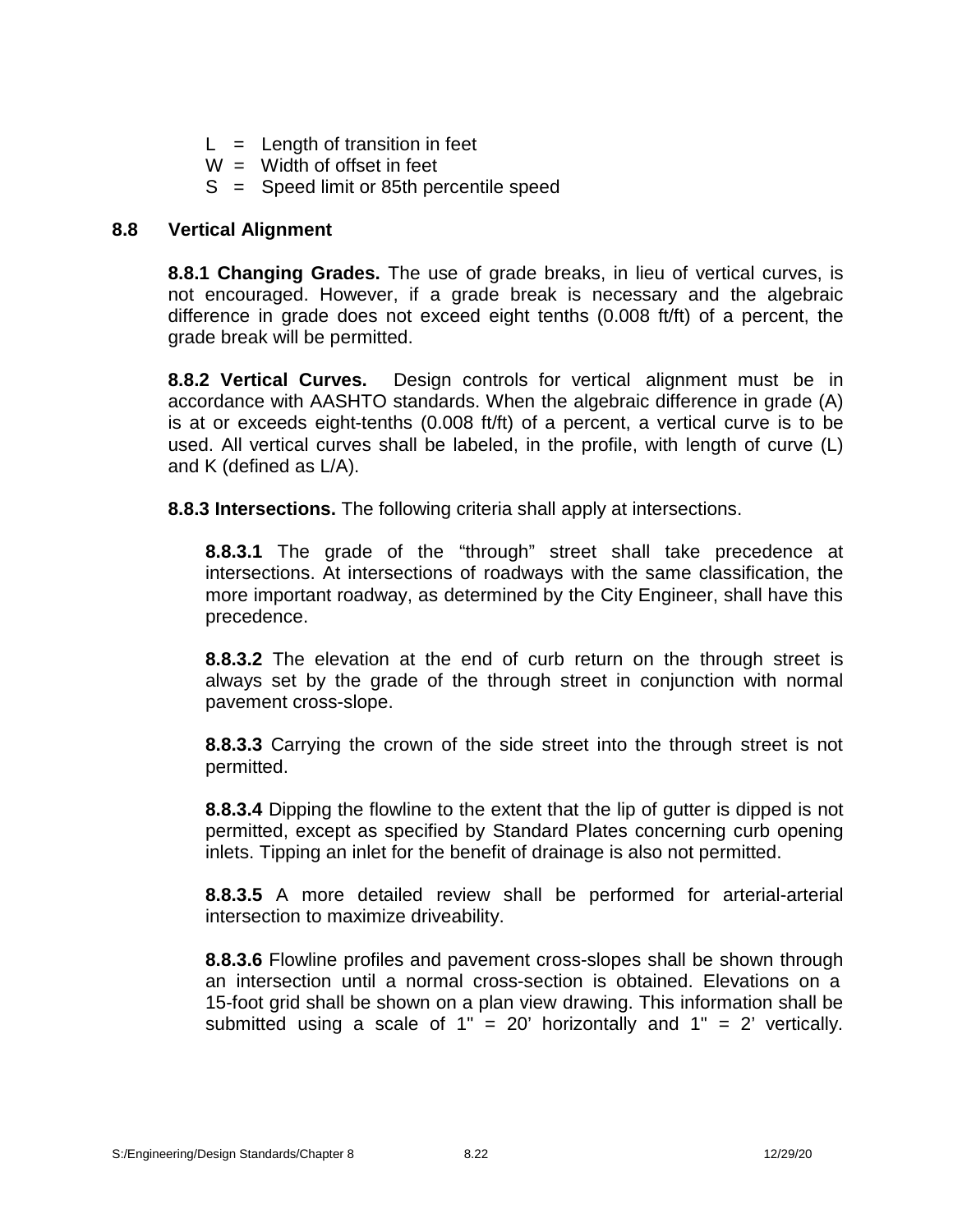L = Length of transition in feet
W = Width of offset in feet
S = Speed limit or 85th percentile speed

## 8.8 Vertical Alignment

**8.8.1 Changing Grades.** The use of grade breaks, in lieu of vertical curves, is not encouraged. However, if a grade break is necessary and the algebraic difference in grade does not exceed eight tenths (0.008 ft/ft) of a percent, the grade break will be permitted.

**8.8.2 Vertical Curves.** Design controls for vertical alignment must be in accordance with AASHTO standards. When the algebraic difference in grade (A) is at or exceeds eight-tenths (0.008 ft/ft) of a percent, a vertical curve is to be used. All vertical curves shall be labeled, in the profile, with length of curve (L) and K (defined as L/A).

**8.8.3 Intersections.** The following criteria shall apply at intersections.

**8.8.3.1** The grade of the "through" street shall take precedence at intersections. At intersections of roadways with the same classification, the more important roadway, as determined by the City Engineer, shall have this precedence.

**8.8.3.2** The elevation at the end of curb return on the through street is always set by the grade of the through street in conjunction with normal pavement cross-slope.

**8.8.3.3** Carrying the crown of the side street into the through street is not permitted.

**8.8.3.4** Dipping the flowline to the extent that the lip of gutter is dipped is not permitted, except as specified by Standard Plates concerning curb opening inlets. Tipping an inlet for the benefit of drainage is also not permitted.

**8.8.3.5** A more detailed review shall be performed for arterial-arterial intersection to maximize driveability.

**8.8.3.6** Flowline profiles and pavement cross-slopes shall be shown through an intersection until a normal cross-section is obtained. Elevations on a 15-foot grid shall be shown on a plan view drawing. This information shall be submitted using a scale of 1" = 20' horizontally and 1" = 2' vertically.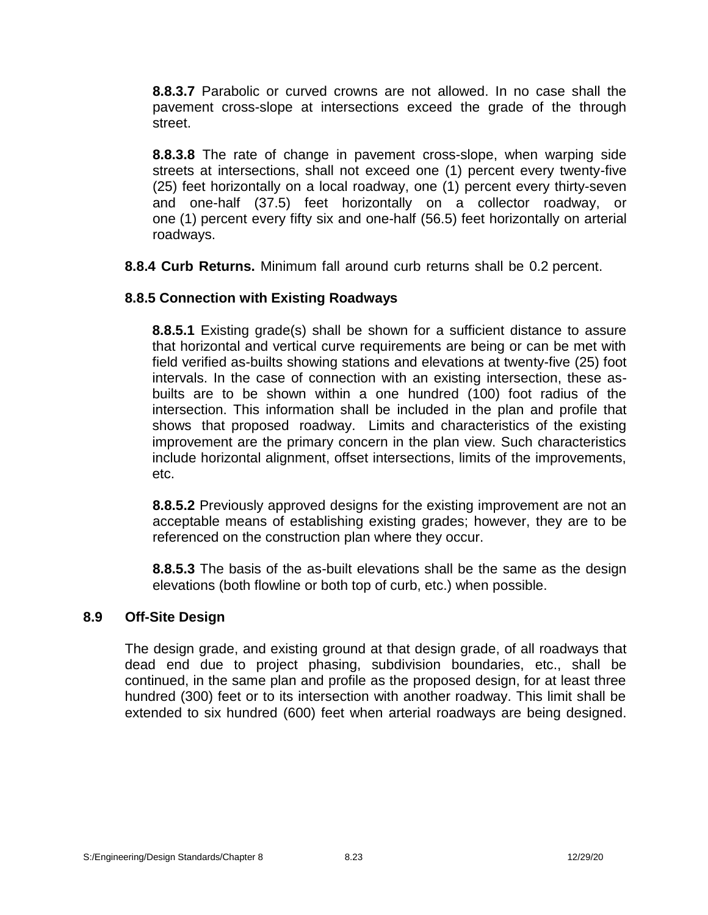**8.8.3.7** Parabolic or curved crowns are not allowed. In no case shall the pavement cross-slope at intersections exceed the grade of the through street.

**8.8.3.8** The rate of change in pavement cross-slope, when warping side streets at intersections, shall not exceed one (1) percent every twenty-five (25) feet horizontally on a local roadway, one (1) percent every thirty-seven and one-half (37.5) feet horizontally on a collector roadway, or one (1) percent every fifty six and one-half (56.5) feet horizontally on arterial roadways.

**8.8.4 Curb Returns.** Minimum fall around curb returns shall be 0.2 percent.

### 8.8.5 Connection with Existing Roadways

**8.8.5.1** Existing grade(s) shall be shown for a sufficient distance to assure that horizontal and vertical curve requirements are being or can be met with field verified as-builts showing stations and elevations at twenty-five (25) foot intervals. In the case of connection with an existing intersection, these as-builts are to be shown within a one hundred (100) foot radius of the intersection. This information shall be included in the plan and profile that shows that proposed roadway. Limits and characteristics of the existing improvement are the primary concern in the plan view. Such characteristics include horizontal alignment, offset intersections, limits of the improvements, etc.

**8.8.5.2** Previously approved designs for the existing improvement are not an acceptable means of establishing existing grades; however, they are to be referenced on the construction plan where they occur.

**8.8.5.3** The basis of the as-built elevations shall be the same as the design elevations (both flowline or both top of curb, etc.) when possible.

## 8.9 Off-Site Design

The design grade, and existing ground at that design grade, of all roadways that dead end due to project phasing, subdivision boundaries, etc., shall be continued, in the same plan and profile as the proposed design, for at least three hundred (300) feet or to its intersection with another roadway. This limit shall be extended to six hundred (600) feet when arterial roadways are being designed.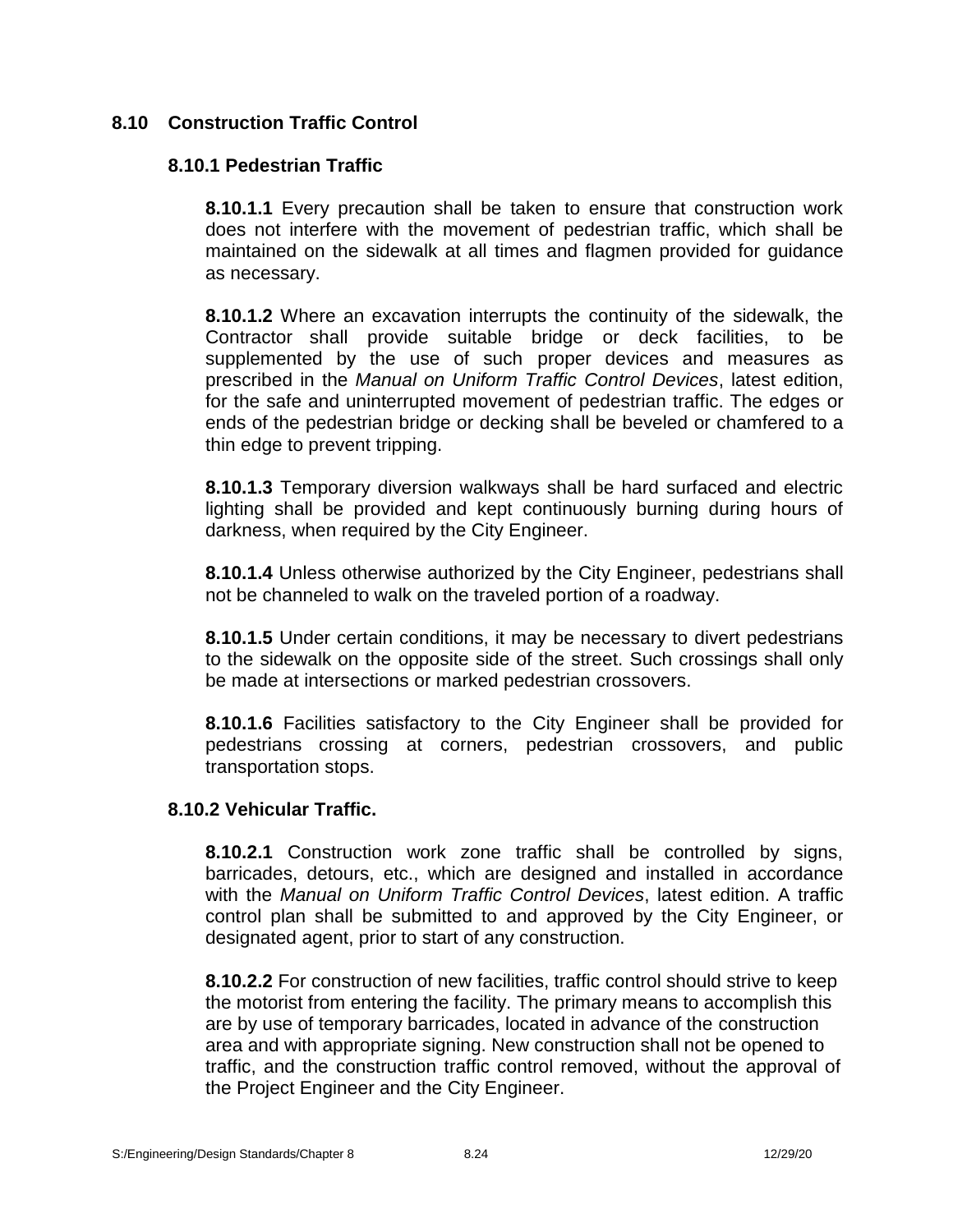## 8.10 Construction Traffic Control

### 8.10.1 Pedestrian Traffic

**8.10.1.1** Every precaution shall be taken to ensure that construction work does not interfere with the movement of pedestrian traffic, which shall be maintained on the sidewalk at all times and flagmen provided for guidance as necessary.

**8.10.1.2** Where an excavation interrupts the continuity of the sidewalk, the Contractor shall provide suitable bridge or deck facilities, to be supplemented by the use of such proper devices and measures as prescribed in the *Manual on Uniform Traffic Control Devices*, latest edition, for the safe and uninterrupted movement of pedestrian traffic. The edges or ends of the pedestrian bridge or decking shall be beveled or chamfered to a thin edge to prevent tripping.

**8.10.1.3** Temporary diversion walkways shall be hard surfaced and electric lighting shall be provided and kept continuously burning during hours of darkness, when required by the City Engineer.

**8.10.1.4** Unless otherwise authorized by the City Engineer, pedestrians shall not be channeled to walk on the traveled portion of a roadway.

**8.10.1.5** Under certain conditions, it may be necessary to divert pedestrians to the sidewalk on the opposite side of the street. Such crossings shall only be made at intersections or marked pedestrian crossovers.

**8.10.1.6** Facilities satisfactory to the City Engineer shall be provided for pedestrians crossing at corners, pedestrian crossovers, and public transportation stops.

### 8.10.2 Vehicular Traffic.

**8.10.2.1** Construction work zone traffic shall be controlled by signs, barricades, detours, etc., which are designed and installed in accordance with the *Manual on Uniform Traffic Control Devices*, latest edition. A traffic control plan shall be submitted to and approved by the City Engineer, or designated agent, prior to start of any construction.

**8.10.2.2** For construction of new facilities, traffic control should strive to keep the motorist from entering the facility. The primary means to accomplish this are by use of temporary barricades, located in advance of the construction area and with appropriate signing. New construction shall not be opened to traffic, and the construction traffic control removed, without the approval of the Project Engineer and the City Engineer.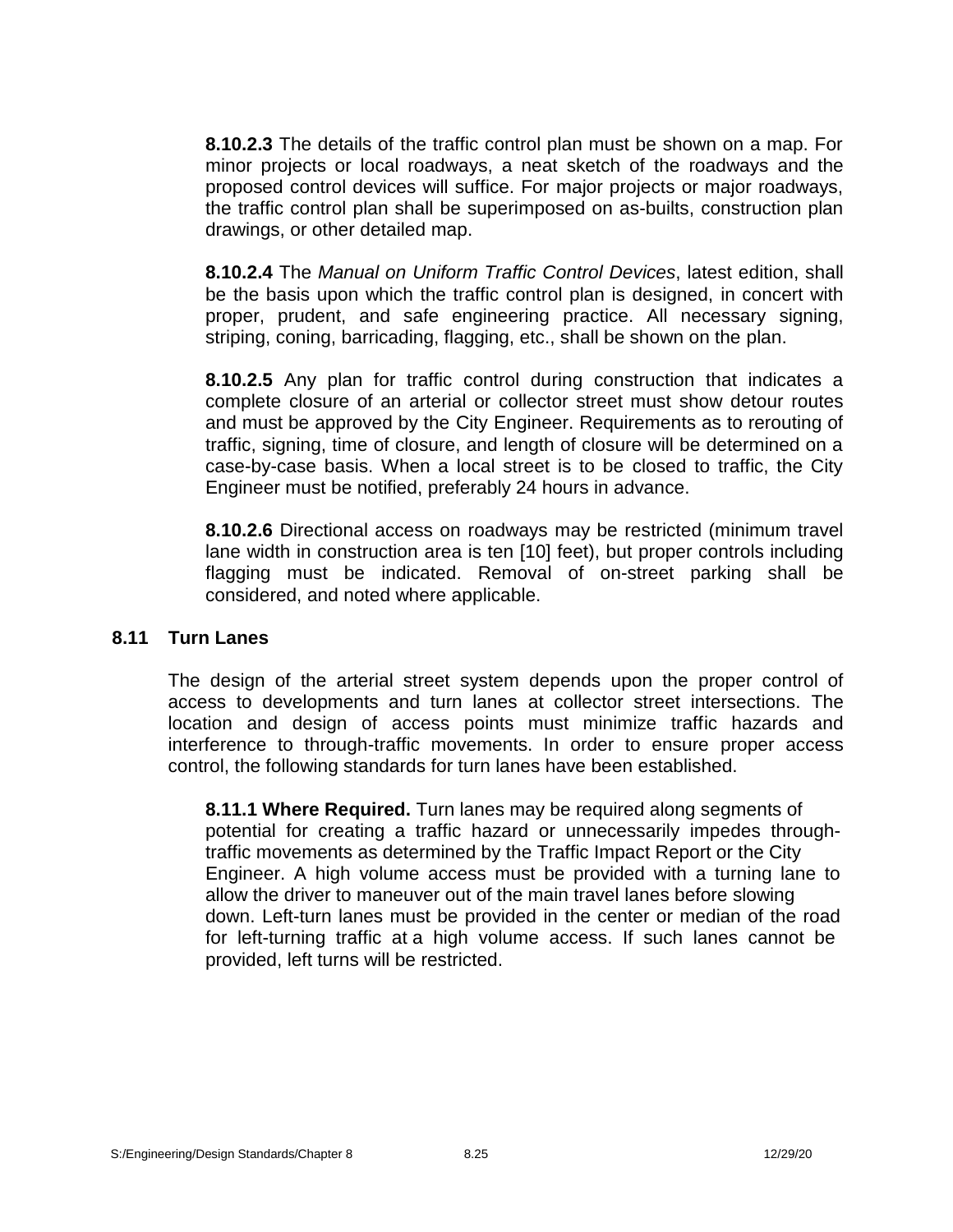**8.10.2.3** The details of the traffic control plan must be shown on a map. For minor projects or local roadways, a neat sketch of the roadways and the proposed control devices will suffice. For major projects or major roadways, the traffic control plan shall be superimposed on as-builts, construction plan drawings, or other detailed map.

**8.10.2.4** The *Manual on Uniform Traffic Control Devices*, latest edition, shall be the basis upon which the traffic control plan is designed, in concert with proper, prudent, and safe engineering practice. All necessary signing, striping, coning, barricading, flagging, etc., shall be shown on the plan.

**8.10.2.5** Any plan for traffic control during construction that indicates a complete closure of an arterial or collector street must show detour routes and must be approved by the City Engineer. Requirements as to rerouting of traffic, signing, time of closure, and length of closure will be determined on a case-by-case basis. When a local street is to be closed to traffic, the City Engineer must be notified, preferably 24 hours in advance.

**8.10.2.6** Directional access on roadways may be restricted (minimum travel lane width in construction area is ten [10] feet), but proper controls including flagging must be indicated. Removal of on-street parking shall be considered, and noted where applicable.

## 8.11 Turn Lanes

The design of the arterial street system depends upon the proper control of access to developments and turn lanes at collector street intersections. The location and design of access points must minimize traffic hazards and interference to through-traffic movements. In order to ensure proper access control, the following standards for turn lanes have been established.

**8.11.1 Where Required.** Turn lanes may be required along segments of potential for creating a traffic hazard or unnecessarily impedes through-traffic movements as determined by the Traffic Impact Report or the City Engineer. A high volume access must be provided with a turning lane to allow the driver to maneuver out of the main travel lanes before slowing down. Left-turn lanes must be provided in the center or median of the road for left-turning traffic at a high volume access. If such lanes cannot be provided, left turns will be restricted.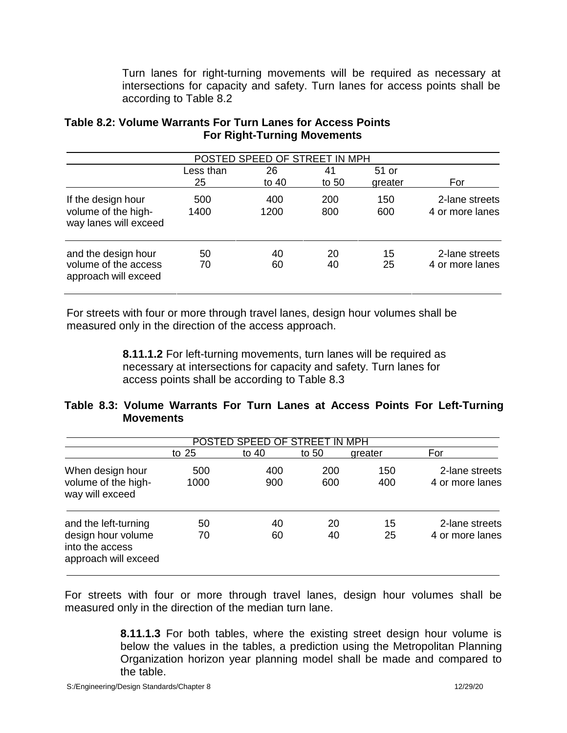Turn lanes for right-turning movements will be required as necessary at intersections for capacity and safety. Turn lanes for access points shall be according to Table 8.2

**Table 8.2: Volume Warrants For Turn Lanes for Access Points For Right-Turning Movements**

| | POSTED SPEED OF STREET IN MPH | | | | |
|---|---|---|---|---|---|
| | Less than 25 | 26 to 40 | 41 to 50 | 51 or greater | For |
| If the design hour volume of the highway lanes will exceed | 500 | 400 | 200 | 150 | 2-lane streets |
| | 1400 | 1200 | 800 | 600 | 4 or more lanes |
| and the design hour volume of the access approach will exceed | 50 | 40 | 20 | 15 | 2-lane streets |
| | 70 | 60 | 40 | 25 | 4 or more lanes |

For streets with four or more through travel lanes, design hour volumes shall be measured only in the direction of the access approach.

**8.11.1.2** For left-turning movements, turn lanes will be required as necessary at intersections for capacity and safety. Turn lanes for access points shall be according to Table 8.3

**Table 8.3: Volume Warrants For Turn Lanes at Access Points For Left-Turning Movements**

| | POSTED SPEED OF STREET IN MPH | | | | |
|---|---|---|---|---|---|
| | to 25 | to 40 | to 50 | greater | For |
| When design hour volume of the highway will exceed | 500 | 400 | 200 | 150 | 2-lane streets |
| | 1000 | 900 | 600 | 400 | 4 or more lanes |
| and the left-turning design hour volume into the access approach will exceed | 50 | 40 | 20 | 15 | 2-lane streets |
| | 70 | 60 | 40 | 25 | 4 or more lanes |

For streets with four or more through travel lanes, design hour volumes shall be measured only in the direction of the median turn lane.

**8.11.1.3** For both tables, where the existing street design hour volume is below the values in the tables, a prediction using the Metropolitan Planning Organization horizon year planning model shall be made and compared to the table.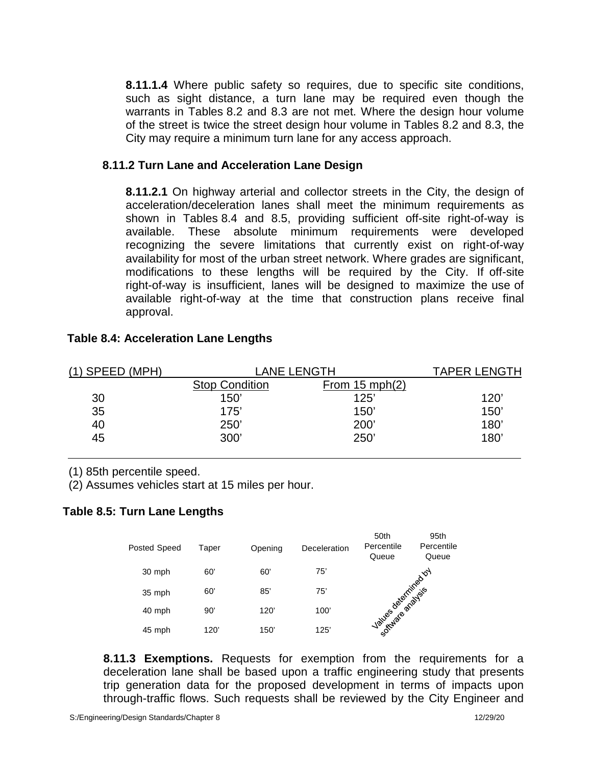**8.11.1.4** Where public safety so requires, due to specific site conditions, such as sight distance, a turn lane may be required even though the warrants in Tables 8.2 and 8.3 are not met. Where the design hour volume of the street is twice the street design hour volume in Tables 8.2 and 8.3, the City may require a minimum turn lane for any access approach.

### 8.11.2 Turn Lane and Acceleration Lane Design

**8.11.2.1** On highway arterial and collector streets in the City, the design of acceleration/deceleration lanes shall meet the minimum requirements as shown in Tables 8.4 and 8.5, providing sufficient off-site right-of-way is available. These absolute minimum requirements were developed recognizing the severe limitations that currently exist on right-of-way availability for most of the urban street network. Where grades are significant, modifications to these lengths will be required by the City. If off-site right-of-way is insufficient, lanes will be designed to maximize the use of available right-of-way at the time that construction plans receive final approval.

**Table 8.4: Acceleration Lane Lengths**

| (1) SPEED (MPH) | LANE LENGTH | | TAPER LENGTH |
|---|---|---|---|
| | Stop Condition | From 15 mph(2) | |
| 30 | 150’ | 125’ | 120’ |
| 35 | 175’ | 150’ | 150’ |
| 40 | 250’ | 200’ | 180’ |
| 45 | 300’ | 250’ | 180’ |

(1) 85th percentile speed.
(2) Assumes vehicles start at 15 miles per hour.

**Table 8.5: Turn Lane Lengths**

| Posted Speed | Taper | Opening | Deceleration | 50th Percentile Queue | 95th Percentile Queue |
|---|---|---|---|---|---|
| 30 mph | 60’ | 60’ | 75’ | Values determined by software analysis | |
| 35 mph | 60’ | 85’ | 75’ | | |
| 40 mph | 90’ | 120’ | 100’ | | |
| 45 mph | 120’ | 150’ | 125’ | | |

**8.11.3 Exemptions.** Requests for exemption from the requirements for a deceleration lane shall be based upon a traffic engineering study that presents trip generation data for the proposed development in terms of impacts upon through-traffic flows. Such requests shall be reviewed by the City Engineer and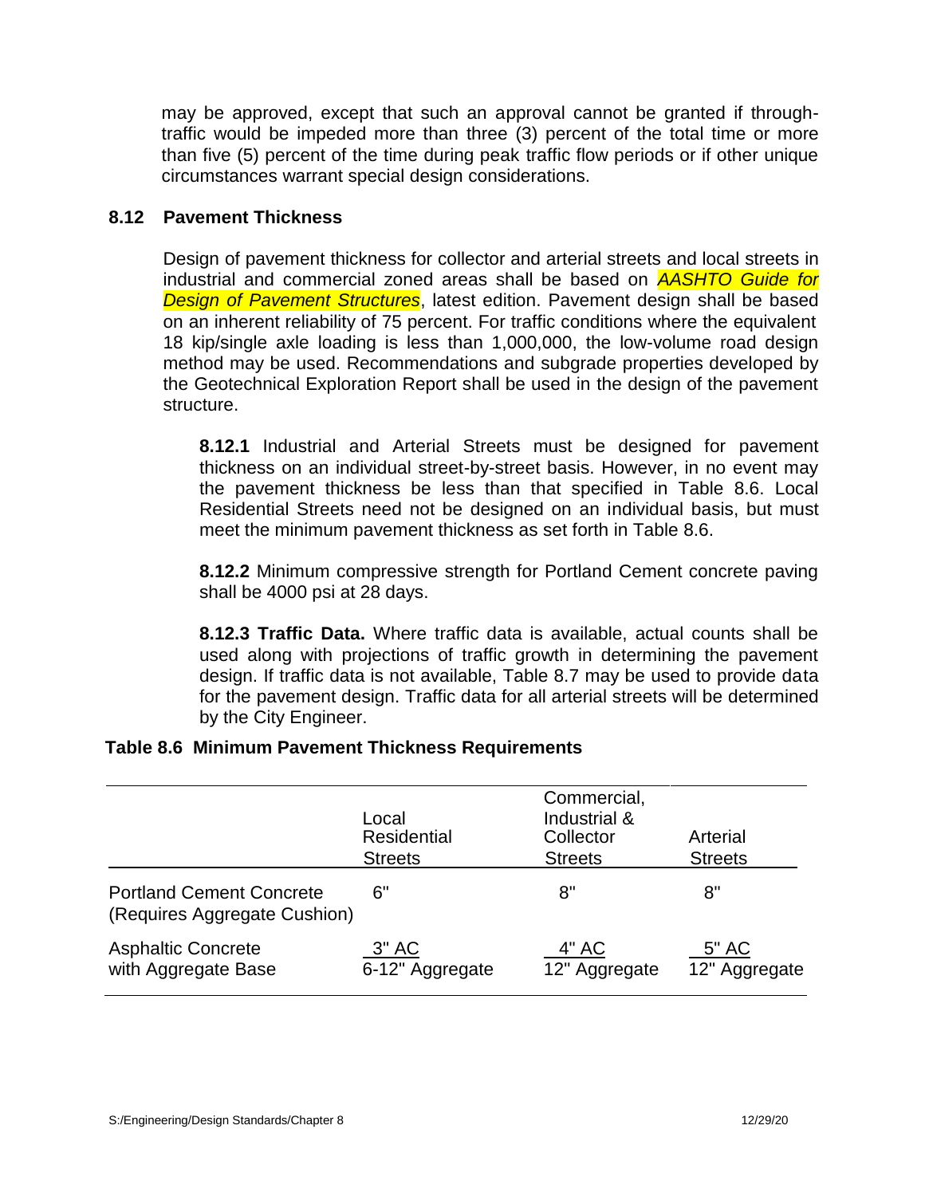may be approved, except that such an approval cannot be granted if through-traffic would be impeded more than three (3) percent of the total time or more than five (5) percent of the time during peak traffic flow periods or if other unique circumstances warrant special design considerations.

## 8.12 Pavement Thickness

Design of pavement thickness for collector and arterial streets and local streets in industrial and commercial zoned areas shall be based on *AASHTO Guide for Design of Pavement Structures*, latest edition. Pavement design shall be based on an inherent reliability of 75 percent. For traffic conditions where the equivalent 18 kip/single axle loading is less than 1,000,000, the low-volume road design method may be used. Recommendations and subgrade properties developed by the Geotechnical Exploration Report shall be used in the design of the pavement structure.

**8.12.1** Industrial and Arterial Streets must be designed for pavement thickness on an individual street-by-street basis. However, in no event may the pavement thickness be less than that specified in Table 8.6. Local Residential Streets need not be designed on an individual basis, but must meet the minimum pavement thickness as set forth in Table 8.6.

**8.12.2** Minimum compressive strength for Portland Cement concrete paving shall be 4000 psi at 28 days.

**8.12.3 Traffic Data.** Where traffic data is available, actual counts shall be used along with projections of traffic growth in determining the pavement design. If traffic data is not available, Table 8.7 may be used to provide data for the pavement design. Traffic data for all arterial streets will be determined by the City Engineer.

**Table 8.6 Minimum Pavement Thickness Requirements**

| | Local Residential Streets | Commercial, Industrial & Collector Streets | Arterial Streets |
|---|---|---|---|
| Portland Cement Concrete (Requires Aggregate Cushion) | 6" | 8" | 8" |
| Asphaltic Concrete with Aggregate Base | 3" AC<br>6-12" Aggregate | 4" AC<br>12" Aggregate | 5" AC<br>12" Aggregate |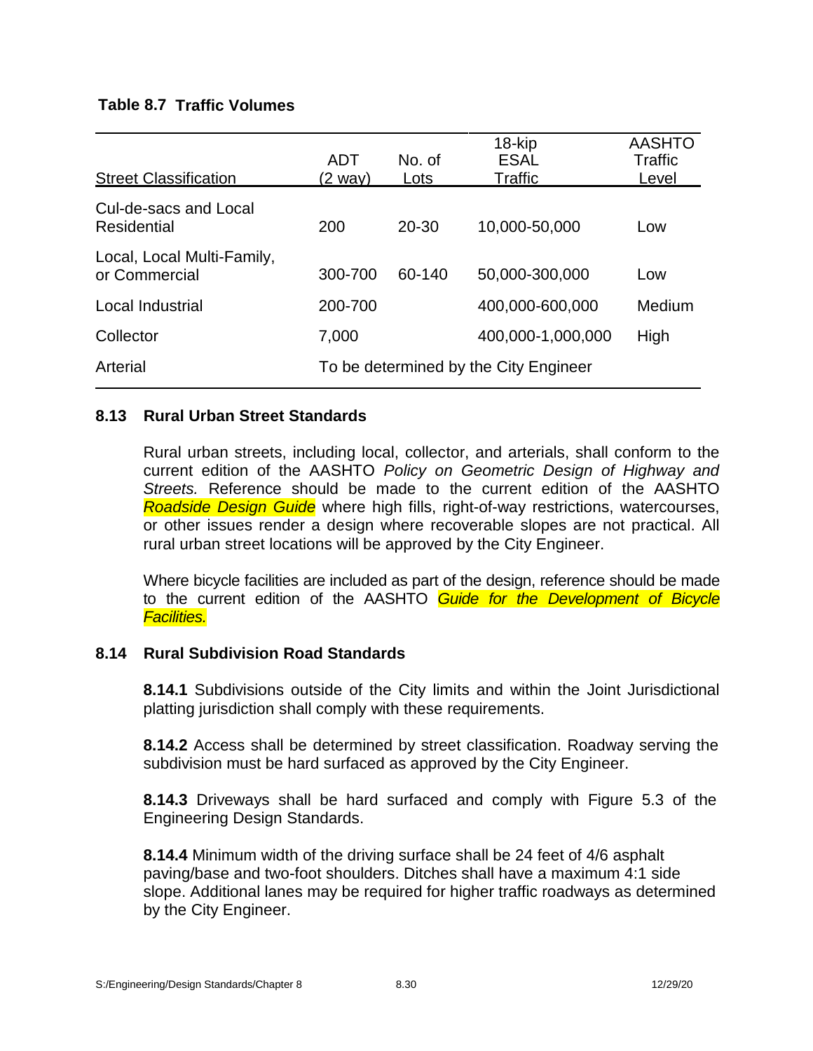**Table 8.7 Traffic Volumes**

| Street Classification | ADT (2 way) | No. of Lots | 18-kip ESAL Traffic | AASHTO Traffic Level |
|---|---|---|---|---|
| Cul-de-sacs and Local Residential | 200 | 20-30 | 10,000-50,000 | Low |
| Local, Local Multi-Family, or Commercial | 300-700 | 60-140 | 50,000-300,000 | Low |
| Local Industrial | 200-700 | | 400,000-600,000 | Medium |
| Collector | 7,000 | | 400,000-1,000,000 | High |
| Arterial | To be determined by the City Engineer | | | |

## 8.13 Rural Urban Street Standards

Rural urban streets, including local, collector, and arterials, shall conform to the current edition of the AASHTO *Policy on Geometric Design of Highway and Streets.* Reference should be made to the current edition of the AASHTO *Roadside Design Guide* where high fills, right-of-way restrictions, watercourses, or other issues render a design where recoverable slopes are not practical. All rural urban street locations will be approved by the City Engineer.

Where bicycle facilities are included as part of the design, reference should be made to the current edition of the AASHTO *Guide for the Development of Bicycle Facilities.*

## 8.14 Rural Subdivision Road Standards

**8.14.1** Subdivisions outside of the City limits and within the Joint Jurisdictional platting jurisdiction shall comply with these requirements.

**8.14.2** Access shall be determined by street classification. Roadway serving the subdivision must be hard surfaced as approved by the City Engineer.

**8.14.3** Driveways shall be hard surfaced and comply with Figure 5.3 of the Engineering Design Standards.

**8.14.4** Minimum width of the driving surface shall be 24 feet of 4/6 asphalt paving/base and two-foot shoulders. Ditches shall have a maximum 4:1 side slope. Additional lanes may be required for higher traffic roadways as determined by the City Engineer.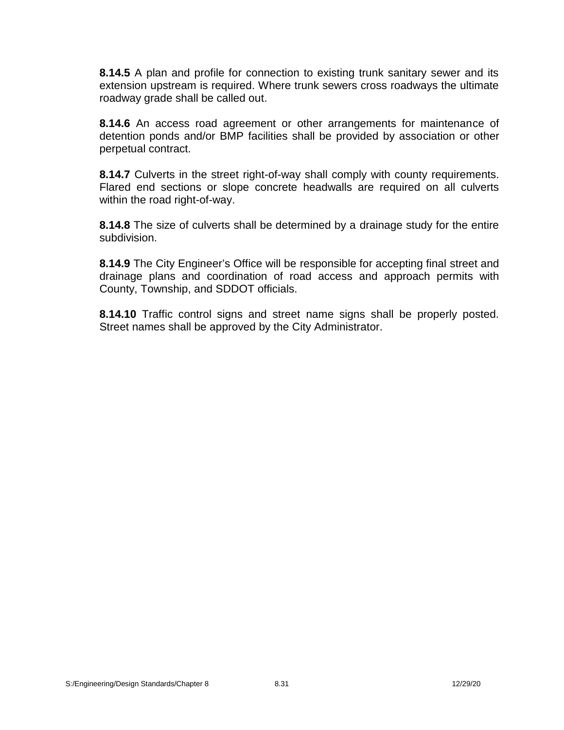**8.14.5** A plan and profile for connection to existing trunk sanitary sewer and its extension upstream is required. Where trunk sewers cross roadways the ultimate roadway grade shall be called out.

**8.14.6** An access road agreement or other arrangements for maintenance of detention ponds and/or BMP facilities shall be provided by association or other perpetual contract.

**8.14.7** Culverts in the street right-of-way shall comply with county requirements. Flared end sections or slope concrete headwalls are required on all culverts within the road right-of-way.

**8.14.8** The size of culverts shall be determined by a drainage study for the entire subdivision.

**8.14.9** The City Engineer's Office will be responsible for accepting final street and drainage plans and coordination of road access and approach permits with County, Township, and SDDOT officials.

**8.14.10** Traffic control signs and street name signs shall be properly posted. Street names shall be approved by the City Administrator.